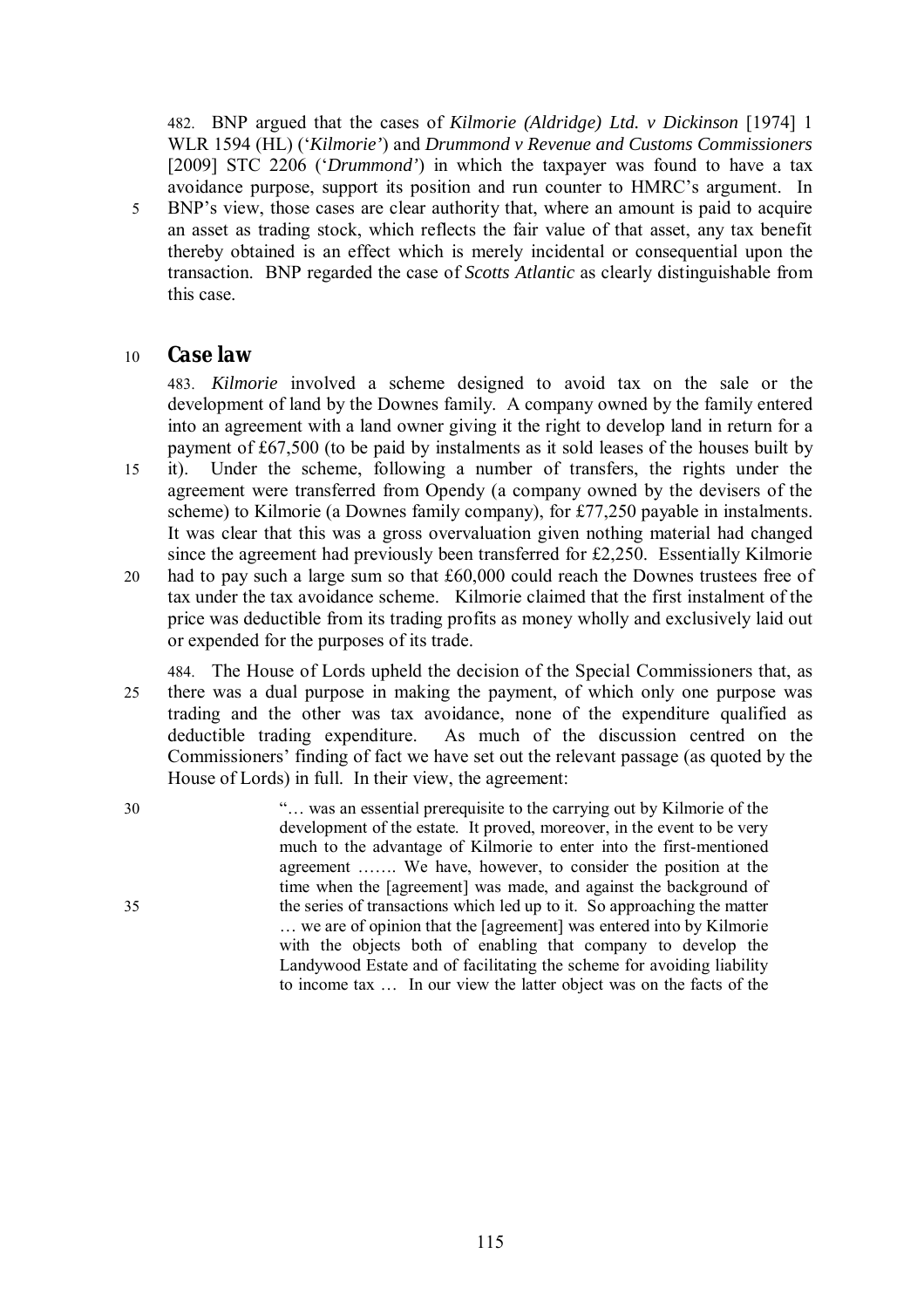482. BNP argued that the cases of *Kilmorie (Aldridge) Ltd. v Dickinson* [1974] 1 WLR 1594 (HL) ('*Kilmorie*') and *Drummond v Revenue and Customs Commissioners* [2009] STC 2206 ('*Drummond*') in which the taxpayer was found to have a tax avoidance purpose, support its position and run counter to HMRC's argument. In BNP's view, those cases are clear authority that, where an amount is paid to acquire an asset as trading stock, which reflects the fair value of that asset, any tax benefit thereby obtained is an effect which is merely incidental or consequential upon the transaction. BNP regarded the case of *Scotts Atlantic* as clearly distinguishable from this case.

## Case law

483. *Kilmorie* involved a scheme designed to avoid tax on the sale or the development of land by the Downes family. A company owned by the family entered into an agreement with a land owner giving it the right to develop land in return for a payment of £67,500 (to be paid by instalments as it sold leases of the houses built by it). Under the scheme, following a number of transfers, the rights under the agreement were transferred from Opendy (a company owned by the devisers of the scheme) to Kilmorie (a Downes family company), for £77,250 payable in instalments. It was clear that this was a gross overvaluation given nothing material had changed since the agreement had previously been transferred for £2,250. Essentially Kilmorie had to pay such a large sum so that £60,000 could reach the Downes trustees free of tax under the tax avoidance scheme. Kilmorie claimed that the first instalment of the price was deductible from its trading profits as money wholly and exclusively laid out or expended for the purposes of its trade.

484. The House of Lords upheld the decision of the Special Commissioners that, as there was a dual purpose in making the payment, of which only one purpose was trading and the other was tax avoidance, none of the expenditure qualified as deductible trading expenditure. As much of the discussion centred on the Commissioners' finding of fact we have set out the relevant passage (as quoted by the House of Lords) in full. In their view, the agreement:

> "… was an essential prerequisite to the carrying out by Kilmorie of the development of the estate. It proved, moreover, in the event to be very much to the advantage of Kilmorie to enter into the first-mentioned agreement ……. We have, however, to consider the position at the time when the [agreement] was made, and against the background of the series of transactions which led up to it. So approaching the matter … we are of opinion that the [agreement] was entered into by Kilmorie with the objects both of enabling that company to develop the Landywood Estate and of facilitating the scheme for avoiding liability to income tax … In our view the latter object was on the facts of the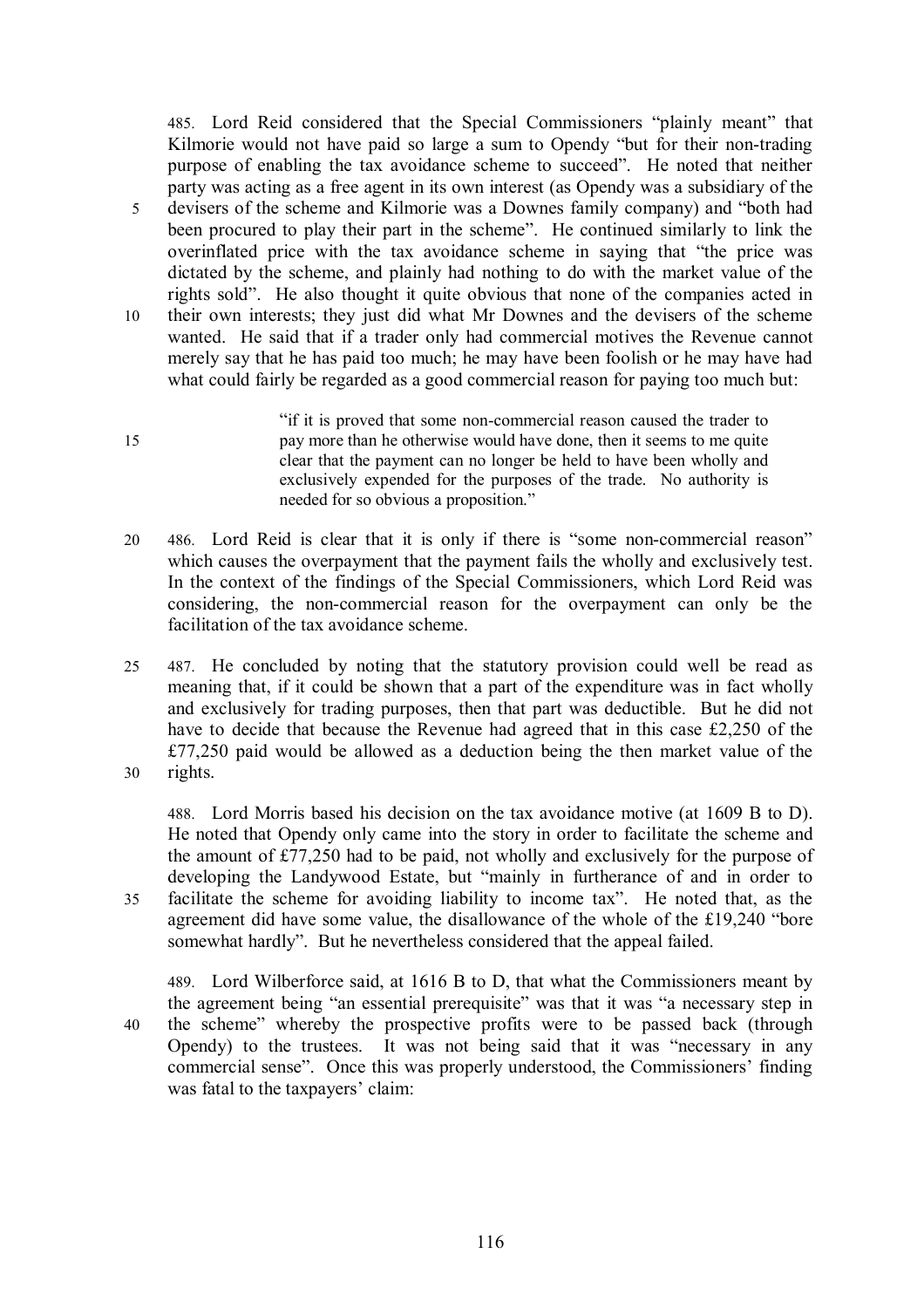485. Lord Reid considered that the Special Commissioners "plainly meant" that Kilmorie would not have paid so large a sum to Opendy "but for their non-trading purpose of enabling the tax avoidance scheme to succeed". He noted that neither party was acting as a free agent in its own interest (as Opendy was a subsidiary of the devisers of the scheme and Kilmorie was a Downes family company) and "both had been procured to play their part in the scheme". He continued similarly to link the overinflated price with the tax avoidance scheme in saying that "the price was dictated by the scheme, and plainly had nothing to do with the market value of the rights sold". He also thought it quite obvious that none of the companies acted in their own interests; they just did what Mr Downes and the devisers of the scheme wanted. He said that if a trader only had commercial motives the Revenue cannot merely say that he has paid too much; he may have been foolish or he may have had what could fairly be regarded as a good commercial reason for paying too much but:

> "if it is proved that some non-commercial reason caused the trader to pay more than he otherwise would have done, then it seems to me quite clear that the payment can no longer be held to have been wholly and exclusively expended for the purposes of the trade. No authority is needed for so obvious a proposition."

486. Lord Reid is clear that it is only if there is "some non-commercial reason" which causes the overpayment that the payment fails the wholly and exclusively test. In the context of the findings of the Special Commissioners, which Lord Reid was considering, the non-commercial reason for the overpayment can only be the facilitation of the tax avoidance scheme.

487. He concluded by noting that the statutory provision could well be read as meaning that, if it could be shown that a part of the expenditure was in fact wholly and exclusively for trading purposes, then that part was deductible. But he did not have to decide that because the Revenue had agreed that in this case £2,250 of the £77,250 paid would be allowed as a deduction being the then market value of the rights.

488. Lord Morris based his decision on the tax avoidance motive (at 1609 B to D). He noted that Opendy only came into the story in order to facilitate the scheme and the amount of £77,250 had to be paid, not wholly and exclusively for the purpose of developing the Landywood Estate, but "mainly in furtherance of and in order to facilitate the scheme for avoiding liability to income tax". He noted that, as the agreement did have some value, the disallowance of the whole of the £19,240 "bore somewhat hardly". But he nevertheless considered that the appeal failed.

489. Lord Wilberforce said, at 1616 B to D, that what the Commissioners meant by the agreement being "an essential prerequisite" was that it was "a necessary step in the scheme" whereby the prospective profits were to be passed back (through Opendy) to the trustees. It was not being said that it was "necessary in any commercial sense". Once this was properly understood, the Commissioners' finding was fatal to the taxpayers' claim: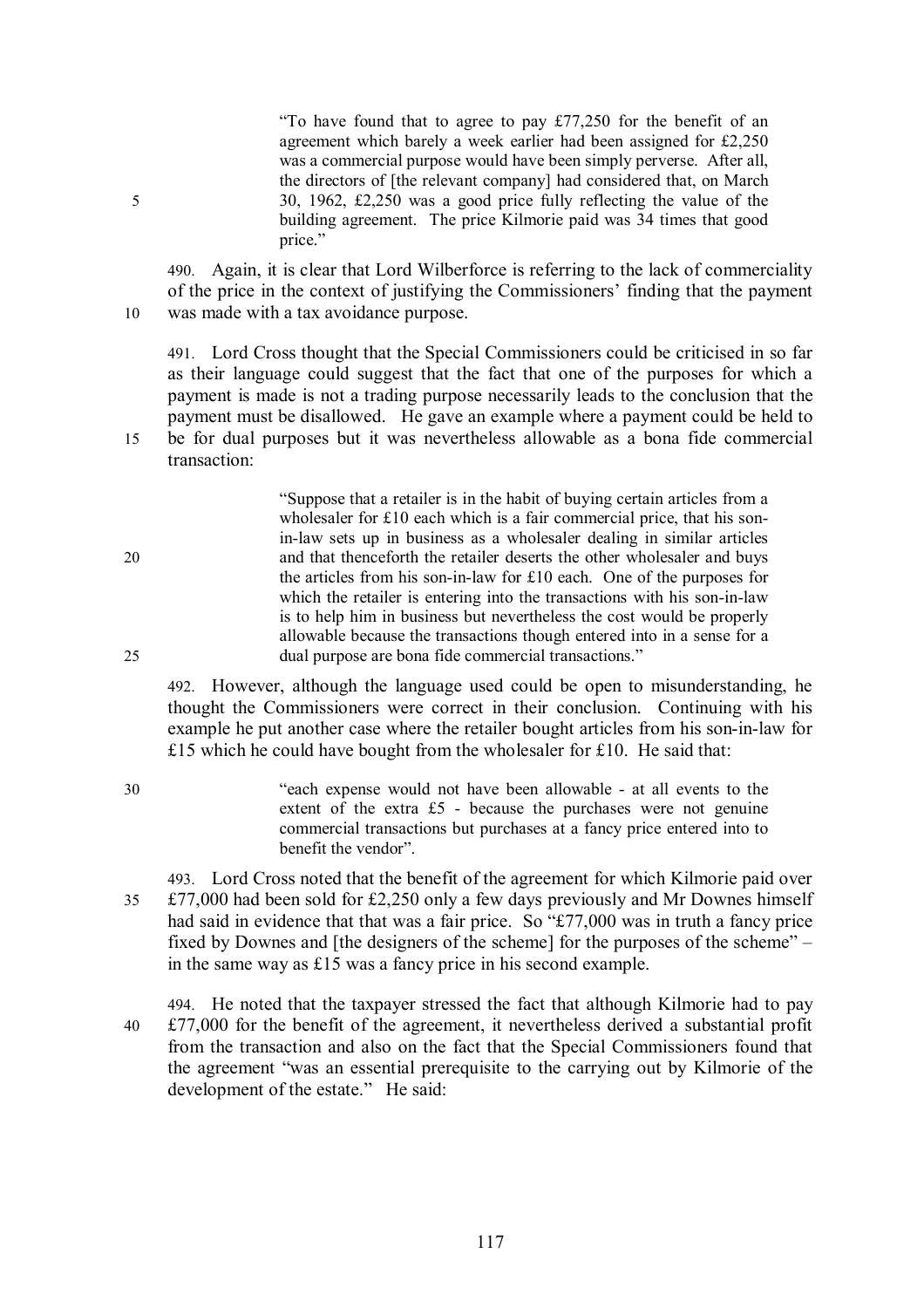> "To have found that to agree to pay £77,250 for the benefit of an agreement which barely a week earlier had been assigned for £2,250 was a commercial purpose would have been simply perverse. After all, the directors of [the relevant company] had considered that, on March 30, 1962, £2,250 was a good price fully reflecting the value of the building agreement. The price Kilmorie paid was 34 times that good price."

490. Again, it is clear that Lord Wilberforce is referring to the lack of commerciality of the price in the context of justifying the Commissioners' finding that the payment was made with a tax avoidance purpose.

491. Lord Cross thought that the Special Commissioners could be criticised in so far as their language could suggest that the fact that one of the purposes for which a payment is made is not a trading purpose necessarily leads to the conclusion that the payment must be disallowed. He gave an example where a payment could be held to be for dual purposes but it was nevertheless allowable as a bona fide commercial transaction:

> "Suppose that a retailer is in the habit of buying certain articles from a wholesaler for £10 each which is a fair commercial price, that his son-in-law sets up in business as a wholesaler dealing in similar articles and that thenceforth the retailer deserts the other wholesaler and buys the articles from his son-in-law for £10 each. One of the purposes for which the retailer is entering into the transactions with his son-in-law is to help him in business but nevertheless the cost would be properly allowable because the transactions though entered into in a sense for a dual purpose are bona fide commercial transactions."

492. However, although the language used could be open to misunderstanding, he thought the Commissioners were correct in their conclusion. Continuing with his example he put another case where the retailer bought articles from his son-in-law for £15 which he could have bought from the wholesaler for £10. He said that:

> "each expense would not have been allowable - at all events to the extent of the extra £5 - because the purchases were not genuine commercial transactions but purchases at a fancy price entered into to benefit the vendor".

493. Lord Cross noted that the benefit of the agreement for which Kilmorie paid over £77,000 had been sold for £2,250 only a few days previously and Mr Downes himself had said in evidence that that was a fair price. So "£77,000 was in truth a fancy price fixed by Downes and [the designers of the scheme] for the purposes of the scheme" – in the same way as £15 was a fancy price in his second example.

494. He noted that the taxpayer stressed the fact that although Kilmorie had to pay £77,000 for the benefit of the agreement, it nevertheless derived a substantial profit from the transaction and also on the fact that the Special Commissioners found that the agreement "was an essential prerequisite to the carrying out by Kilmorie of the development of the estate." He said: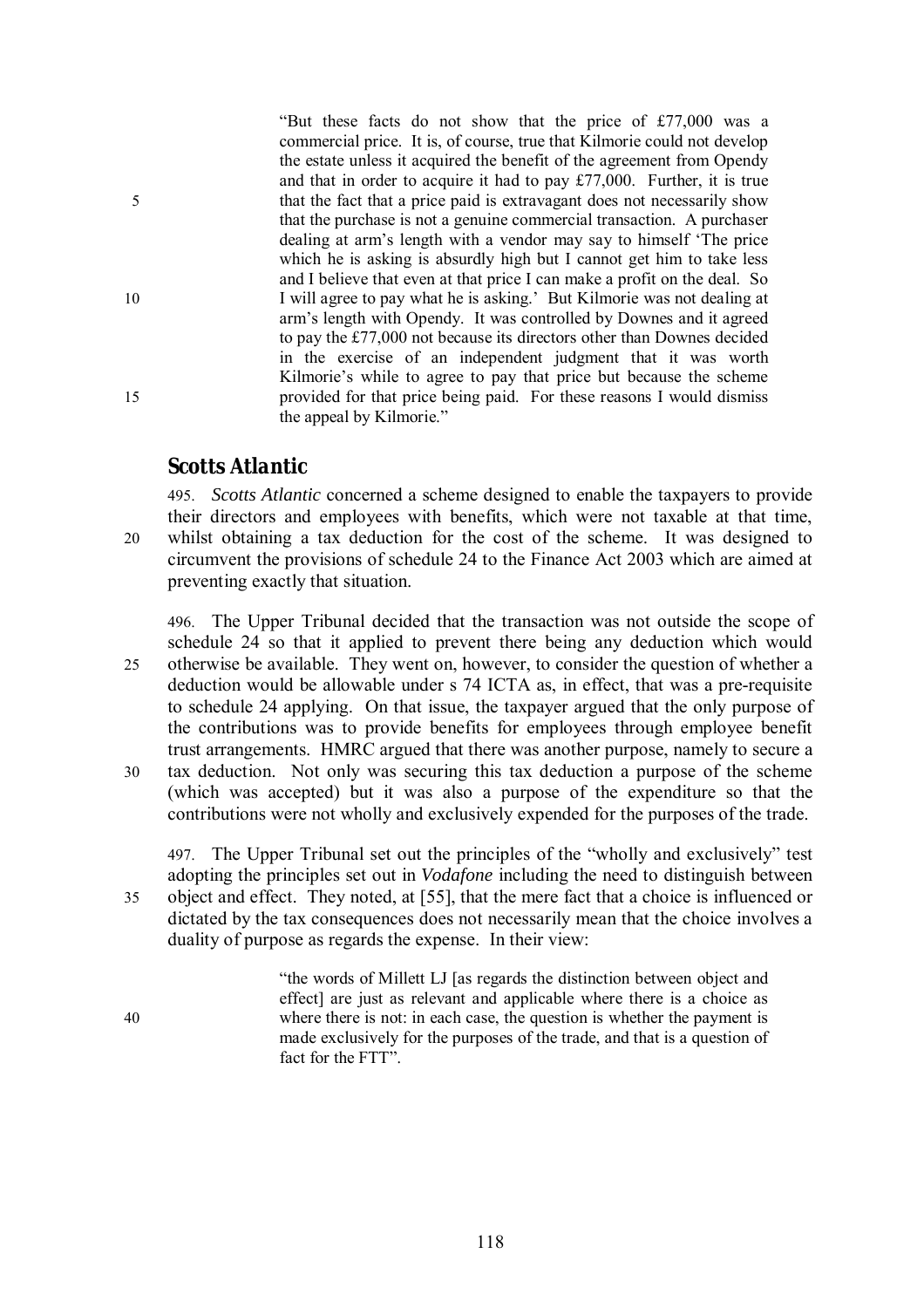> "But these facts do not show that the price of £77,000 was a commercial price. It is, of course, true that Kilmorie could not develop the estate unless it acquired the benefit of the agreement from Opendy and that in order to acquire it had to pay £77,000. Further, it is true that the fact that a price paid is extravagant does not necessarily show that the purchase is not a genuine commercial transaction. A purchaser dealing at arm's length with a vendor may say to himself 'The price which he is asking is absurdly high but I cannot get him to take less and I believe that even at that price I can make a profit on the deal. So I will agree to pay what he is asking.' But Kilmorie was not dealing at arm's length with Opendy. It was controlled by Downes and it agreed to pay the £77,000 not because its directors other than Downes decided in the exercise of an independent judgment that it was worth Kilmorie's while to agree to pay that price but because the scheme provided for that price being paid. For these reasons I would dismiss the appeal by Kilmorie."

### Scotts Atlantic

495. *Scotts Atlantic* concerned a scheme designed to enable the taxpayers to provide their directors and employees with benefits, which were not taxable at that time, whilst obtaining a tax deduction for the cost of the scheme. It was designed to circumvent the provisions of schedule 24 to the Finance Act 2003 which are aimed at preventing exactly that situation.

496. The Upper Tribunal decided that the transaction was not outside the scope of schedule 24 so that it applied to prevent there being any deduction which would otherwise be available. They went on, however, to consider the question of whether a deduction would be allowable under s 74 ICTA as, in effect, that was a pre-requisite to schedule 24 applying. On that issue, the taxpayer argued that the only purpose of the contributions was to provide benefits for employees through employee benefit trust arrangements. HMRC argued that there was another purpose, namely to secure a tax deduction. Not only was securing this tax deduction a purpose of the scheme (which was accepted) but it was also a purpose of the expenditure so that the contributions were not wholly and exclusively expended for the purposes of the trade.

497. The Upper Tribunal set out the principles of the "wholly and exclusively" test adopting the principles set out in *Vodafone* including the need to distinguish between object and effect. They noted, at [55], that the mere fact that a choice is influenced or dictated by the tax consequences does not necessarily mean that the choice involves a duality of purpose as regards the expense. In their view:

> "the words of Millett LJ [as regards the distinction between object and effect] are just as relevant and applicable where there is a choice as where there is not: in each case, the question is whether the payment is made exclusively for the purposes of the trade, and that is a question of fact for the FTT".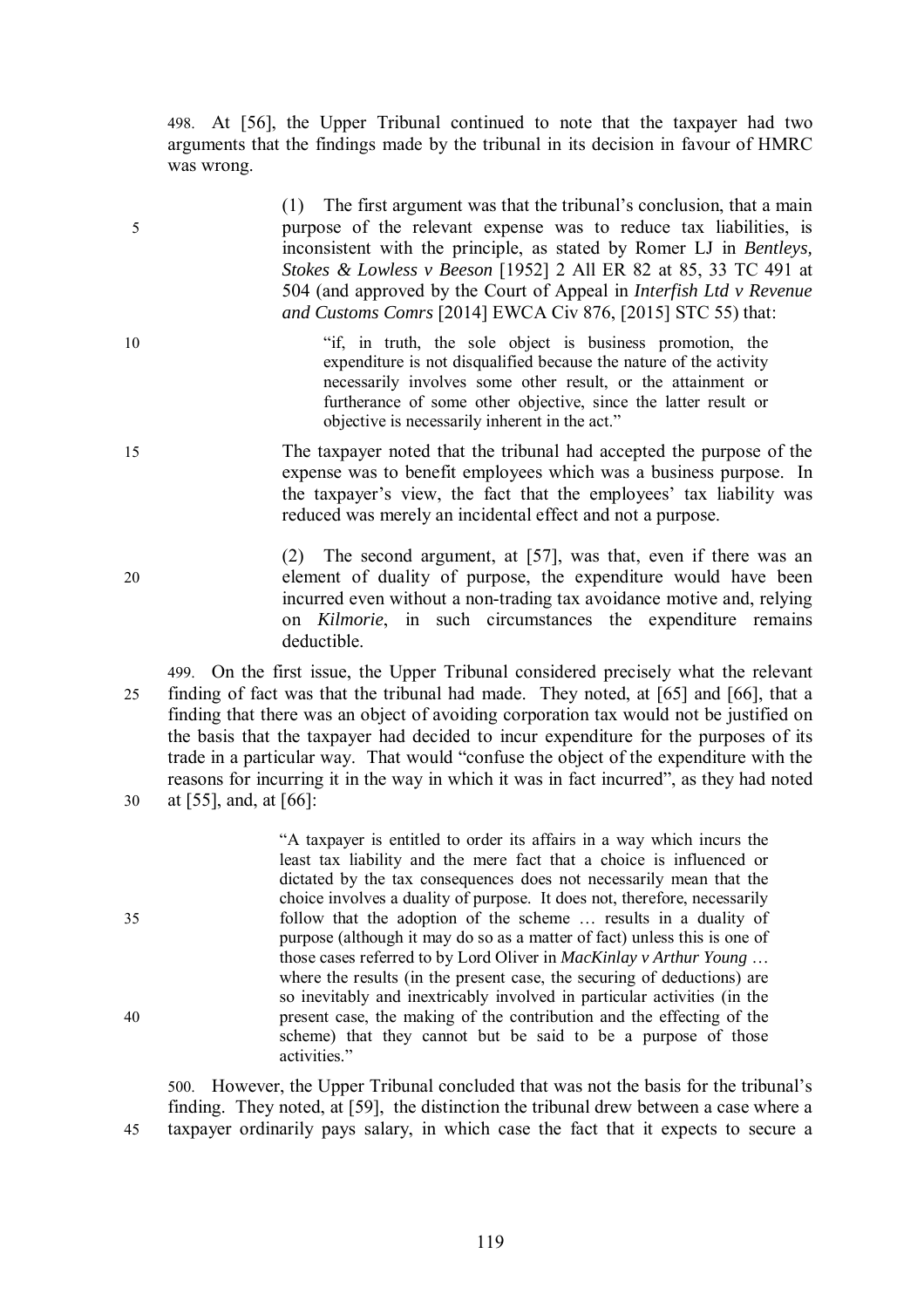498. At [56], the Upper Tribunal continued to note that the taxpayer had two arguments that the findings made by the tribunal in its decision in favour of HMRC was wrong.

> (1) The first argument was that the tribunal's conclusion, that a main purpose of the relevant expense was to reduce tax liabilities, is inconsistent with the principle, as stated by Romer LJ in *Bentleys, Stokes & Lowless v Beeson* [1952] 2 All ER 82 at 85, 33 TC 491 at 504 (and approved by the Court of Appeal in *Interfish Ltd v Revenue and Customs Comrs* [2014] EWCA Civ 876, [2015] STC 55) that:
>
> > "if, in truth, the sole object is business promotion, the expenditure is not disqualified because the nature of the activity necessarily involves some other result, or the attainment or furtherance of some other objective, since the latter result or objective is necessarily inherent in the act."
>
> The taxpayer noted that the tribunal had accepted the purpose of the expense was to benefit employees which was a business purpose. In the taxpayer's view, the fact that the employees' tax liability was reduced was merely an incidental effect and not a purpose.
>
> (2) The second argument, at [57], was that, even if there was an element of duality of purpose, the expenditure would have been incurred even without a non-trading tax avoidance motive and, relying on *Kilmorie*, in such circumstances the expenditure remains deductible.

499. On the first issue, the Upper Tribunal considered precisely what the relevant finding of fact was that the tribunal had made. They noted, at [65] and [66], that a finding that there was an object of avoiding corporation tax would not be justified on the basis that the taxpayer had decided to incur expenditure for the purposes of its trade in a particular way. That would "confuse the object of the expenditure with the reasons for incurring it in the way in which it was in fact incurred", as they had noted at [55], and, at [66]:

> "A taxpayer is entitled to order its affairs in a way which incurs the least tax liability and the mere fact that a choice is influenced or dictated by the tax consequences does not necessarily mean that the choice involves a duality of purpose. It does not, therefore, necessarily follow that the adoption of the scheme … results in a duality of purpose (although it may do so as a matter of fact) unless this is one of those cases referred to by Lord Oliver in *MacKinlay v Arthur Young* … where the results (in the present case, the securing of deductions) are so inevitably and inextricably involved in particular activities (in the present case, the making of the contribution and the effecting of the scheme) that they cannot but be said to be a purpose of those activities."

500. However, the Upper Tribunal concluded that was not the basis for the tribunal's finding. They noted, at [59], the distinction the tribunal drew between a case where a taxpayer ordinarily pays salary, in which case the fact that it expects to secure a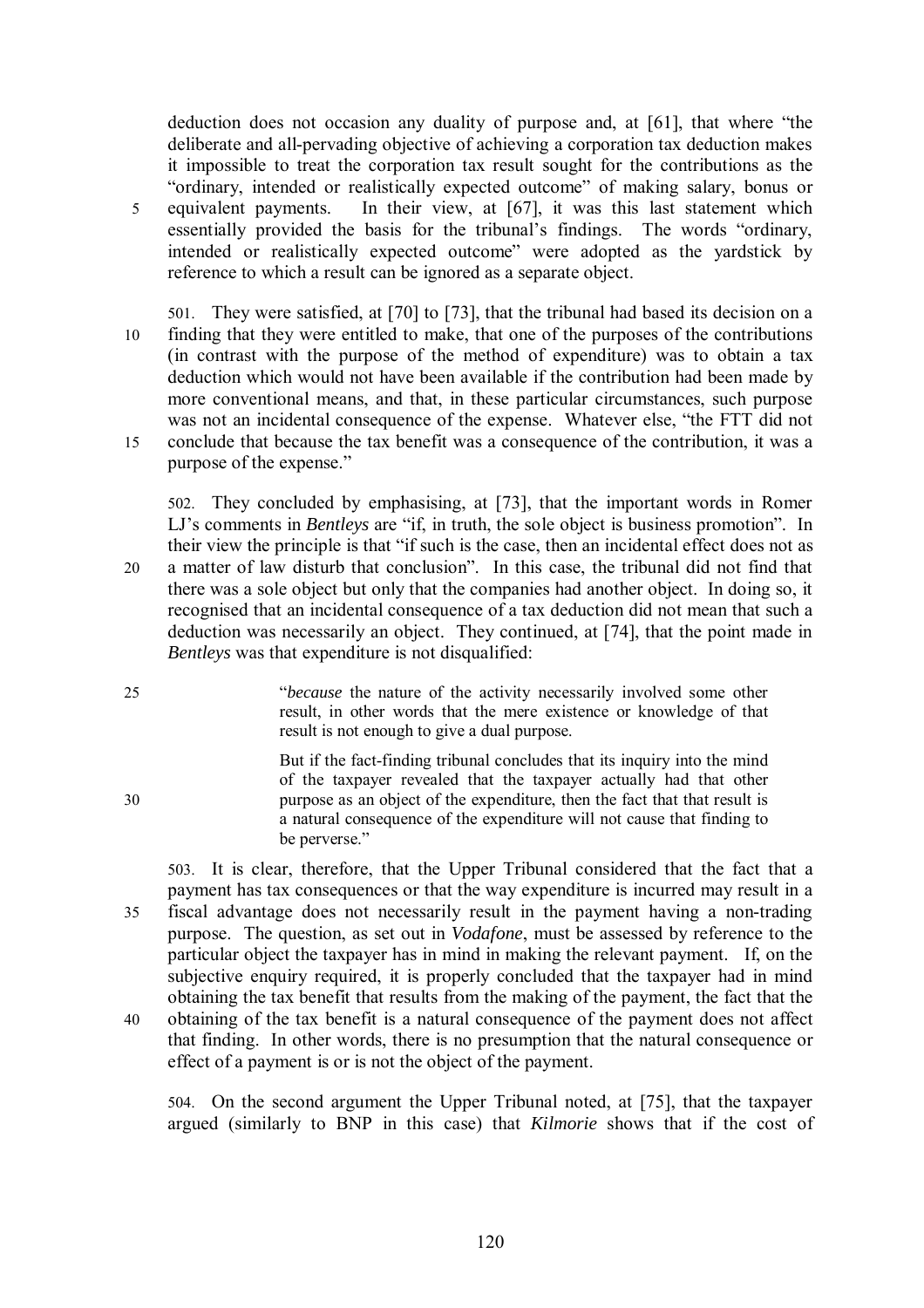deduction does not occasion any duality of purpose and, at [61], that where "the deliberate and all-pervading objective of achieving a corporation tax deduction makes it impossible to treat the corporation tax result sought for the contributions as the "ordinary, intended or realistically expected outcome" of making salary, bonus or equivalent payments. In their view, at [67], it was this last statement which essentially provided the basis for the tribunal's findings. The words "ordinary, intended or realistically expected outcome" were adopted as the yardstick by reference to which a result can be ignored as a separate object.

501. They were satisfied, at [70] to [73], that the tribunal had based its decision on a finding that they were entitled to make, that one of the purposes of the contributions (in contrast with the purpose of the method of expenditure) was to obtain a tax deduction which would not have been available if the contribution had been made by more conventional means, and that, in these particular circumstances, such purpose was not an incidental consequence of the expense. Whatever else, "the FTT did not conclude that because the tax benefit was a consequence of the contribution, it was a purpose of the expense."

502. They concluded by emphasising, at [73], that the important words in Romer LJ's comments in *Bentleys* are "if, in truth, the sole object is business promotion". In their view the principle is that "if such is the case, then an incidental effect does not as a matter of law disturb that conclusion". In this case, the tribunal did not find that there was a sole object but only that the companies had another object. In doing so, it recognised that an incidental consequence of a tax deduction did not mean that such a deduction was necessarily an object. They continued, at [74], that the point made in *Bentleys* was that expenditure is not disqualified:

> "*because* the nature of the activity necessarily involved some other result, in other words that the mere existence or knowledge of that result is not enough to give a dual purpose.
>
> But if the fact-finding tribunal concludes that its inquiry into the mind of the taxpayer revealed that the taxpayer actually had that other purpose as an object of the expenditure, then the fact that that result is a natural consequence of the expenditure will not cause that finding to be perverse."

503. It is clear, therefore, that the Upper Tribunal considered that the fact that a payment has tax consequences or that the way expenditure is incurred may result in a fiscal advantage does not necessarily result in the payment having a non-trading purpose. The question, as set out in *Vodafone*, must be assessed by reference to the particular object the taxpayer has in mind in making the relevant payment. If, on the subjective enquiry required, it is properly concluded that the taxpayer had in mind obtaining the tax benefit that results from the making of the payment, the fact that the obtaining of the tax benefit is a natural consequence of the payment does not affect that finding. In other words, there is no presumption that the natural consequence or effect of a payment is or is not the object of the payment.

504. On the second argument the Upper Tribunal noted, at [75], that the taxpayer argued (similarly to BNP in this case) that *Kilmorie* shows that if the cost of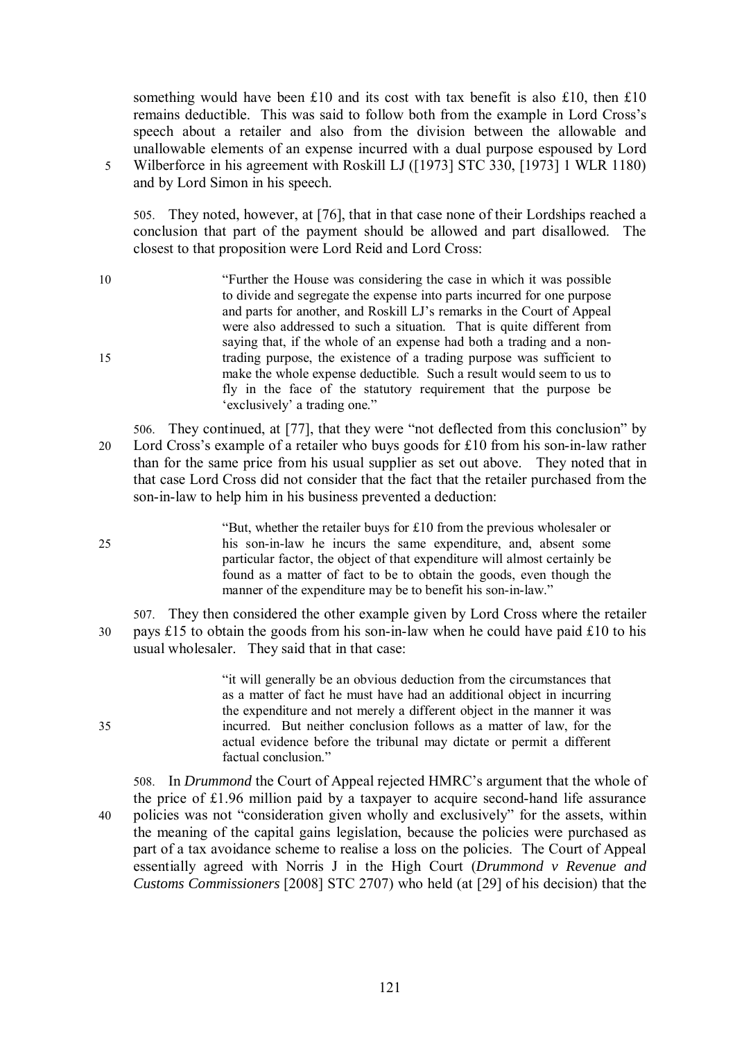something would have been £10 and its cost with tax benefit is also £10, then £10 remains deductible. This was said to follow both from the example in Lord Cross's speech about a retailer and also from the division between the allowable and unallowable elements of an expense incurred with a dual purpose espoused by Lord Wilberforce in his agreement with Roskill LJ ([1973] STC 330, [1973] 1 WLR 1180) and by Lord Simon in his speech.

505. They noted, however, at [76], that in that case none of their Lordships reached a conclusion that part of the payment should be allowed and part disallowed. The closest to that proposition were Lord Reid and Lord Cross:

> "Further the House was considering the case in which it was possible to divide and segregate the expense into parts incurred for one purpose and parts for another, and Roskill LJ's remarks in the Court of Appeal were also addressed to such a situation. That is quite different from saying that, if the whole of an expense had both a trading and a non-trading purpose, the existence of a trading purpose was sufficient to make the whole expense deductible. Such a result would seem to us to fly in the face of the statutory requirement that the purpose be 'exclusively' a trading one."

506. They continued, at [77], that they were "not deflected from this conclusion" by Lord Cross's example of a retailer who buys goods for £10 from his son-in-law rather than for the same price from his usual supplier as set out above. They noted that in that case Lord Cross did not consider that the fact that the retailer purchased from the son-in-law to help him in his business prevented a deduction:

> "But, whether the retailer buys for £10 from the previous wholesaler or his son-in-law he incurs the same expenditure, and, absent some particular factor, the object of that expenditure will almost certainly be found as a matter of fact to be to obtain the goods, even though the manner of the expenditure may be to benefit his son-in-law."

507. They then considered the other example given by Lord Cross where the retailer pays £15 to obtain the goods from his son-in-law when he could have paid £10 to his usual wholesaler. They said that in that case:

> "it will generally be an obvious deduction from the circumstances that as a matter of fact he must have had an additional object in incurring the expenditure and not merely a different object in the manner it was incurred. But neither conclusion follows as a matter of law, for the actual evidence before the tribunal may dictate or permit a different factual conclusion."

508. In *Drummond* the Court of Appeal rejected HMRC's argument that the whole of the price of £1.96 million paid by a taxpayer to acquire second-hand life assurance policies was not "consideration given wholly and exclusively" for the assets, within the meaning of the capital gains legislation, because the policies were purchased as part of a tax avoidance scheme to realise a loss on the policies. The Court of Appeal essentially agreed with Norris J in the High Court (*Drummond v Revenue and Customs Commissioners* [2008] STC 2707) who held (at [29] of his decision) that the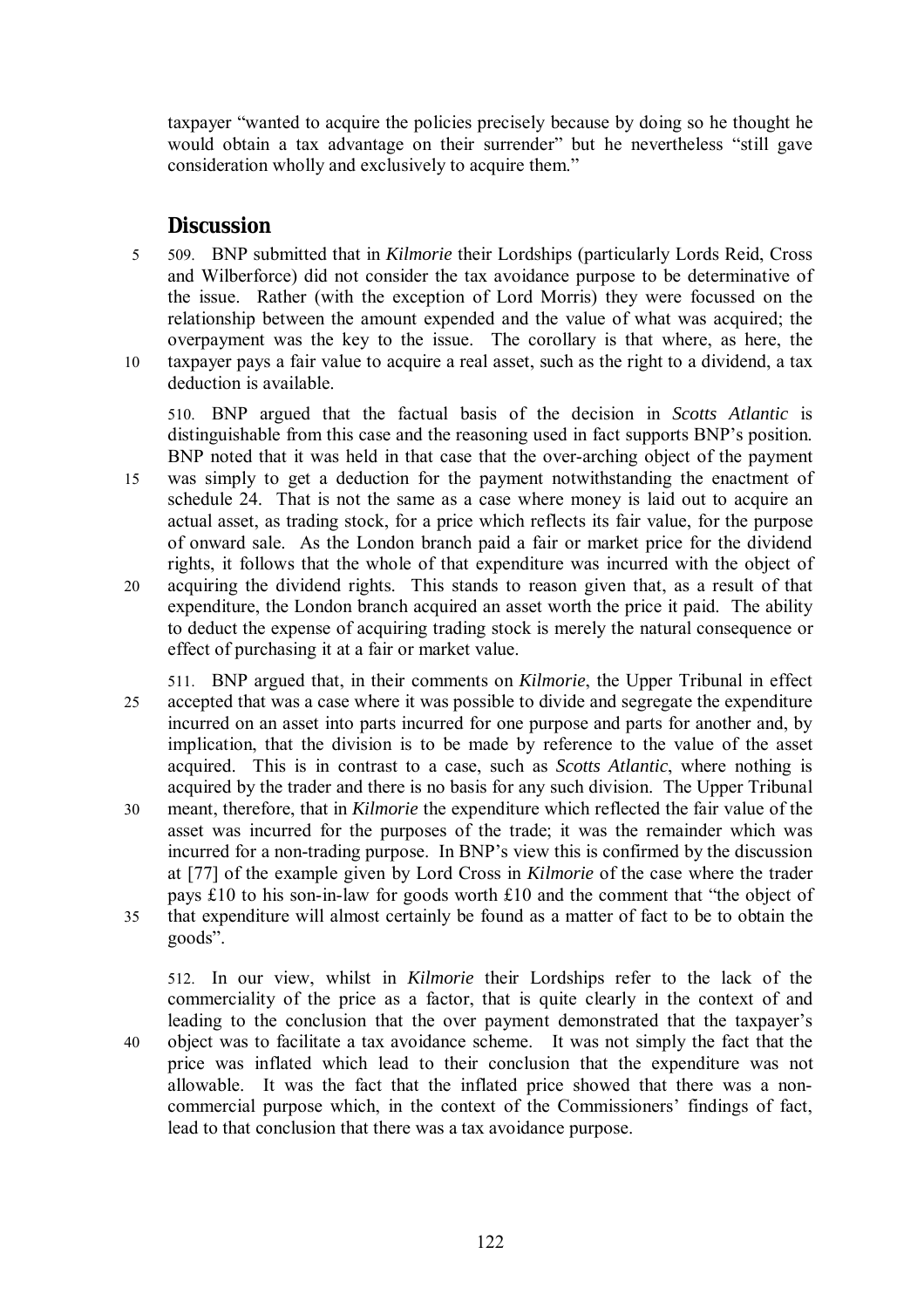taxpayer "wanted to acquire the policies precisely because by doing so he thought he would obtain a tax advantage on their surrender" but he nevertheless "still gave consideration wholly and exclusively to acquire them."

## Discussion

509. BNP submitted that in *Kilmorie* their Lordships (particularly Lords Reid, Cross and Wilberforce) did not consider the tax avoidance purpose to be determinative of the issue. Rather (with the exception of Lord Morris) they were focussed on the relationship between the amount expended and the value of what was acquired; the overpayment was the key to the issue. The corollary is that where, as here, the taxpayer pays a fair value to acquire a real asset, such as the right to a dividend, a tax deduction is available.

510. BNP argued that the factual basis of the decision in *Scotts Atlantic* is distinguishable from this case and the reasoning used in fact supports BNP's position. BNP noted that it was held in that case that the over-arching object of the payment was simply to get a deduction for the payment notwithstanding the enactment of schedule 24. That is not the same as a case where money is laid out to acquire an actual asset, as trading stock, for a price which reflects its fair value, for the purpose of onward sale. As the London branch paid a fair or market price for the dividend rights, it follows that the whole of that expenditure was incurred with the object of acquiring the dividend rights. This stands to reason given that, as a result of that expenditure, the London branch acquired an asset worth the price it paid. The ability to deduct the expense of acquiring trading stock is merely the natural consequence or effect of purchasing it at a fair or market value.

511. BNP argued that, in their comments on *Kilmorie*, the Upper Tribunal in effect accepted that was a case where it was possible to divide and segregate the expenditure incurred on an asset into parts incurred for one purpose and parts for another and, by implication, that the division is to be made by reference to the value of the asset acquired. This is in contrast to a case, such as *Scotts Atlantic*, where nothing is acquired by the trader and there is no basis for any such division. The Upper Tribunal meant, therefore, that in *Kilmorie* the expenditure which reflected the fair value of the asset was incurred for the purposes of the trade; it was the remainder which was incurred for a non-trading purpose. In BNP's view this is confirmed by the discussion at [77] of the example given by Lord Cross in *Kilmorie* of the case where the trader pays £10 to his son-in-law for goods worth £10 and the comment that "the object of that expenditure will almost certainly be found as a matter of fact to be to obtain the goods".

512. In our view, whilst in *Kilmorie* their Lordships refer to the lack of the commerciality of the price as a factor, that is quite clearly in the context of and leading to the conclusion that the over payment demonstrated that the taxpayer's object was to facilitate a tax avoidance scheme. It was not simply the fact that the price was inflated which lead to their conclusion that the expenditure was not allowable. It was the fact that the inflated price showed that there was a non-commercial purpose which, in the context of the Commissioners' findings of fact, lead to that conclusion that there was a tax avoidance purpose.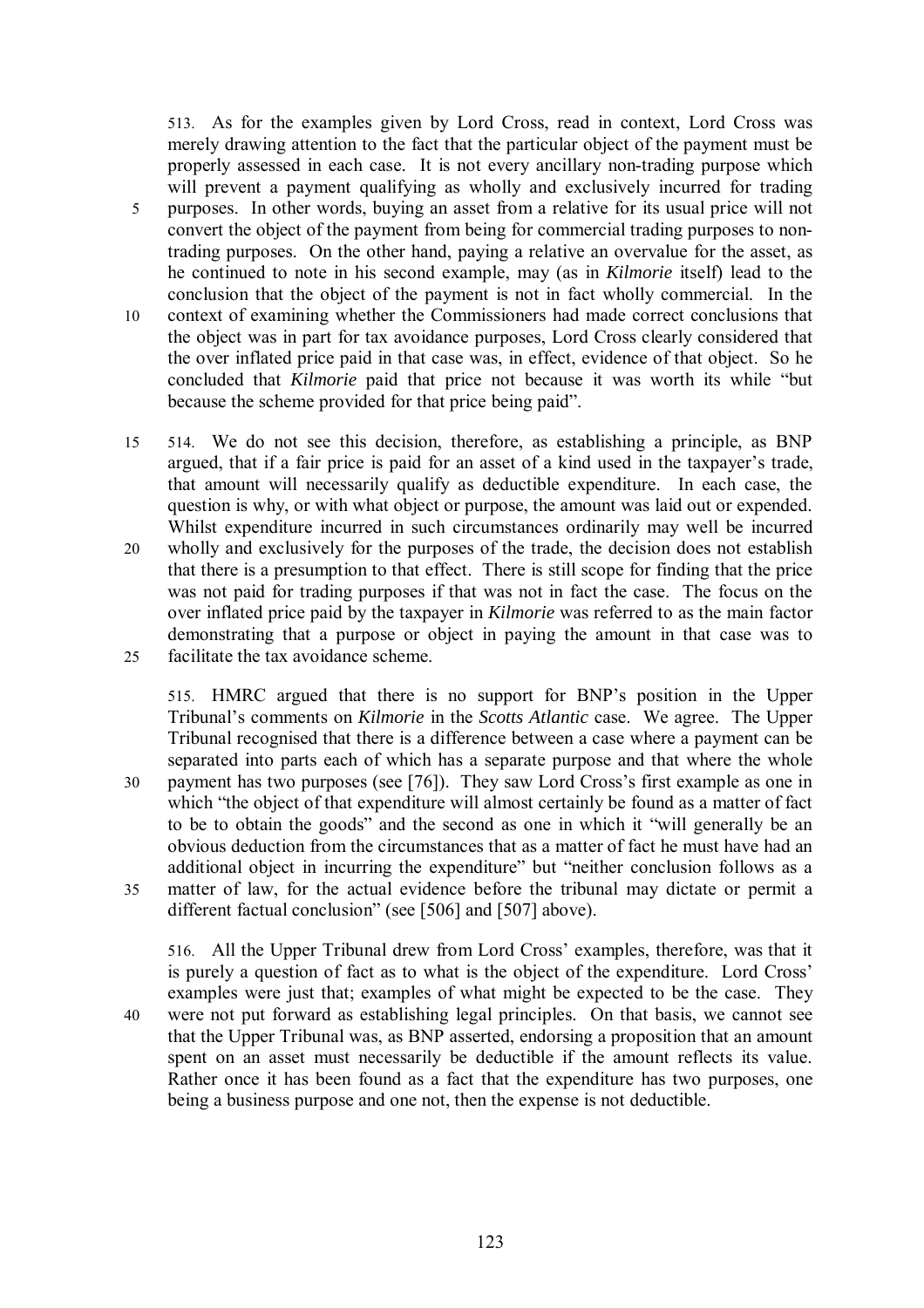513. As for the examples given by Lord Cross, read in context, Lord Cross was merely drawing attention to the fact that the particular object of the payment must be properly assessed in each case. It is not every ancillary non-trading purpose which will prevent a payment qualifying as wholly and exclusively incurred for trading purposes. In other words, buying an asset from a relative for its usual price will not convert the object of the payment from being for commercial trading purposes to non-trading purposes. On the other hand, paying a relative an overvalue for the asset, as he continued to note in his second example, may (as in *Kilmorie* itself) lead to the conclusion that the object of the payment is not in fact wholly commercial. In the context of examining whether the Commissioners had made correct conclusions that the object was in part for tax avoidance purposes, Lord Cross clearly considered that the over inflated price paid in that case was, in effect, evidence of that object. So he concluded that *Kilmorie* paid that price not because it was worth its while "but because the scheme provided for that price being paid".

514. We do not see this decision, therefore, as establishing a principle, as BNP argued, that if a fair price is paid for an asset of a kind used in the taxpayer's trade, that amount will necessarily qualify as deductible expenditure. In each case, the question is why, or with what object or purpose, the amount was laid out or expended. Whilst expenditure incurred in such circumstances ordinarily may well be incurred wholly and exclusively for the purposes of the trade, the decision does not establish that there is a presumption to that effect. There is still scope for finding that the price was not paid for trading purposes if that was not in fact the case. The focus on the over inflated price paid by the taxpayer in *Kilmorie* was referred to as the main factor demonstrating that a purpose or object in paying the amount in that case was to facilitate the tax avoidance scheme.

515. HMRC argued that there is no support for BNP's position in the Upper Tribunal's comments on *Kilmorie* in the *Scotts Atlantic* case. We agree. The Upper Tribunal recognised that there is a difference between a case where a payment can be separated into parts each of which has a separate purpose and that where the whole payment has two purposes (see [76]). They saw Lord Cross's first example as one in which "the object of that expenditure will almost certainly be found as a matter of fact to be to obtain the goods" and the second as one in which it "will generally be an obvious deduction from the circumstances that as a matter of fact he must have had an additional object in incurring the expenditure" but "neither conclusion follows as a matter of law, for the actual evidence before the tribunal may dictate or permit a different factual conclusion" (see [506] and [507] above).

516. All the Upper Tribunal drew from Lord Cross' examples, therefore, was that it is purely a question of fact as to what is the object of the expenditure. Lord Cross' examples were just that; examples of what might be expected to be the case. They were not put forward as establishing legal principles. On that basis, we cannot see that the Upper Tribunal was, as BNP asserted, endorsing a proposition that an amount spent on an asset must necessarily be deductible if the amount reflects its value. Rather once it has been found as a fact that the expenditure has two purposes, one being a business purpose and one not, then the expense is not deductible.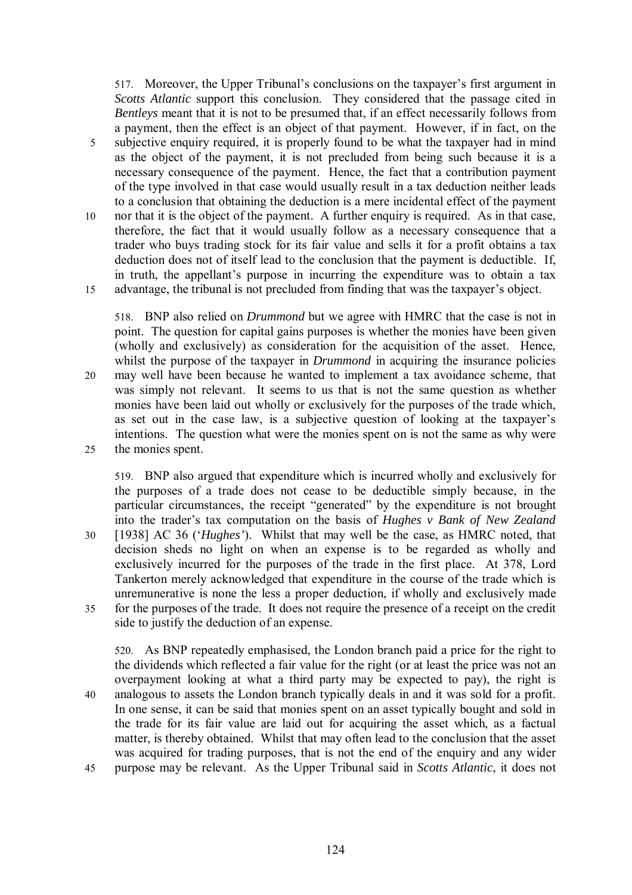517. Moreover, the Upper Tribunal's conclusions on the taxpayer's first argument in *Scotts Atlantic* support this conclusion. They considered that the passage cited in *Bentleys* meant that it is not to be presumed that, if an effect necessarily follows from a payment, then the effect is an object of that payment. However, if in fact, on the subjective enquiry required, it is properly found to be what the taxpayer had in mind as the object of the payment, it is not precluded from being such because it is a necessary consequence of the payment. Hence, the fact that a contribution payment of the type involved in that case would usually result in a tax deduction neither leads to a conclusion that obtaining the deduction is a mere incidental effect of the payment nor that it is the object of the payment. A further enquiry is required. As in that case, therefore, the fact that it would usually follow as a necessary consequence that a trader who buys trading stock for its fair value and sells it for a profit obtains a tax deduction does not of itself lead to the conclusion that the payment is deductible. If, in truth, the appellant's purpose in incurring the expenditure was to obtain a tax advantage, the tribunal is not precluded from finding that was the taxpayer's object.

518. BNP also relied on *Drummond* but we agree with HMRC that the case is not in point. The question for capital gains purposes is whether the monies have been given (wholly and exclusively) as consideration for the acquisition of the asset. Hence, whilst the purpose of the taxpayer in *Drummond* in acquiring the insurance policies may well have been because he wanted to implement a tax avoidance scheme, that was simply not relevant. It seems to us that is not the same question as whether monies have been laid out wholly or exclusively for the purposes of the trade which, as set out in the case law, is a subjective question of looking at the taxpayer's intentions. The question what were the monies spent on is not the same as why were the monies spent.

519. BNP also argued that expenditure which is incurred wholly and exclusively for the purposes of a trade does not cease to be deductible simply because, in the particular circumstances, the receipt "generated" by the expenditure is not brought into the trader's tax computation on the basis of *Hughes v Bank of New Zealand* [1938] AC 36 ('*Hughes*'). Whilst that may well be the case, as HMRC noted, that decision sheds no light on when an expense is to be regarded as wholly and exclusively incurred for the purposes of the trade in the first place. At 378, Lord Tankerton merely acknowledged that expenditure in the course of the trade which is unremunerative is none the less a proper deduction, if wholly and exclusively made for the purposes of the trade. It does not require the presence of a receipt on the credit side to justify the deduction of an expense.

520. As BNP repeatedly emphasised, the London branch paid a price for the right to the dividends which reflected a fair value for the right (or at least the price was not an overpayment looking at what a third party may be expected to pay), the right is analogous to assets the London branch typically deals in and it was sold for a profit. In one sense, it can be said that monies spent on an asset typically bought and sold in the trade for its fair value are laid out for acquiring the asset which, as a factual matter, is thereby obtained. Whilst that may often lead to the conclusion that the asset was acquired for trading purposes, that is not the end of the enquiry and any wider purpose may be relevant. As the Upper Tribunal said in *Scotts Atlantic*, it does not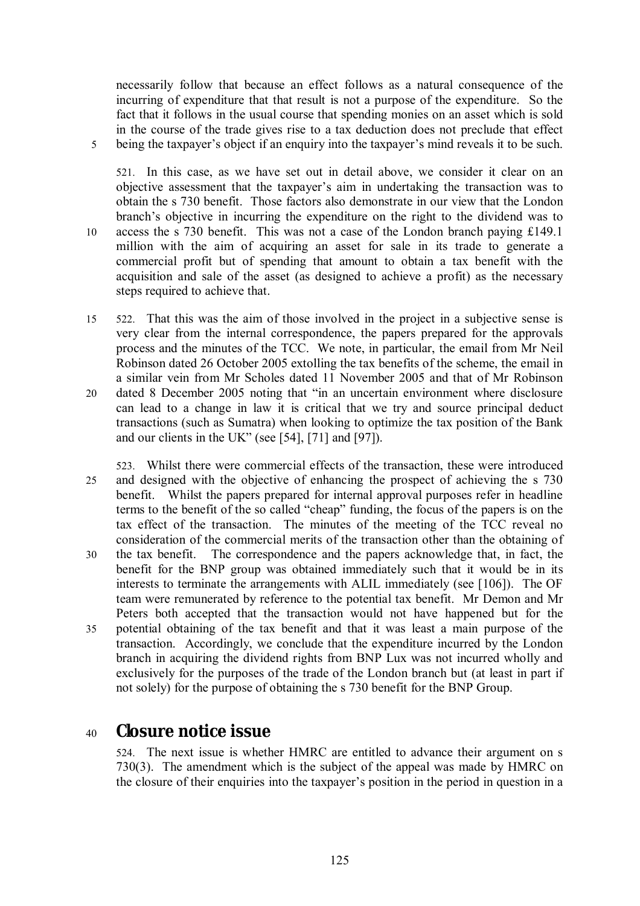necessarily follow that because an effect follows as a natural consequence of the incurring of expenditure that that result is not a purpose of the expenditure. So the fact that it follows in the usual course that spending monies on an asset which is sold in the course of the trade gives rise to a tax deduction does not preclude that effect being the taxpayer's object if an enquiry into the taxpayer's mind reveals it to be such.

521. In this case, as we have set out in detail above, we consider it clear on an objective assessment that the taxpayer's aim in undertaking the transaction was to obtain the s 730 benefit. Those factors also demonstrate in our view that the London branch's objective in incurring the expenditure on the right to the dividend was to access the s 730 benefit. This was not a case of the London branch paying £149.1 million with the aim of acquiring an asset for sale in its trade to generate a commercial profit but of spending that amount to obtain a tax benefit with the acquisition and sale of the asset (as designed to achieve a profit) as the necessary steps required to achieve that.

522. That this was the aim of those involved in the project in a subjective sense is very clear from the internal correspondence, the papers prepared for the approvals process and the minutes of the TCC. We note, in particular, the email from Mr Neil Robinson dated 26 October 2005 extolling the tax benefits of the scheme, the email in a similar vein from Mr Scholes dated 11 November 2005 and that of Mr Robinson dated 8 December 2005 noting that "in an uncertain environment where disclosure can lead to a change in law it is critical that we try and source principal deduct transactions (such as Sumatra) when looking to optimize the tax position of the Bank and our clients in the UK" (see [54], [71] and [97]).

523. Whilst there were commercial effects of the transaction, these were introduced and designed with the objective of enhancing the prospect of achieving the s 730 benefit. Whilst the papers prepared for internal approval purposes refer in headline terms to the benefit of the so called "cheap" funding, the focus of the papers is on the tax effect of the transaction. The minutes of the meeting of the TCC reveal no consideration of the commercial merits of the transaction other than the obtaining of the tax benefit. The correspondence and the papers acknowledge that, in fact, the benefit for the BNP group was obtained immediately such that it would be in its interests to terminate the arrangements with ALIL immediately (see [106]). The OF team were remunerated by reference to the potential tax benefit. Mr Demon and Mr Peters both accepted that the transaction would not have happened but for the potential obtaining of the tax benefit and that it was least a main purpose of the transaction. Accordingly, we conclude that the expenditure incurred by the London branch in acquiring the dividend rights from BNP Lux was not incurred wholly and exclusively for the purposes of the trade of the London branch but (at least in part if not solely) for the purpose of obtaining the s 730 benefit for the BNP Group.

## Closure notice issue

524. The next issue is whether HMRC are entitled to advance their argument on s 730(3). The amendment which is the subject of the appeal was made by HMRC on the closure of their enquiries into the taxpayer's position in the period in question in a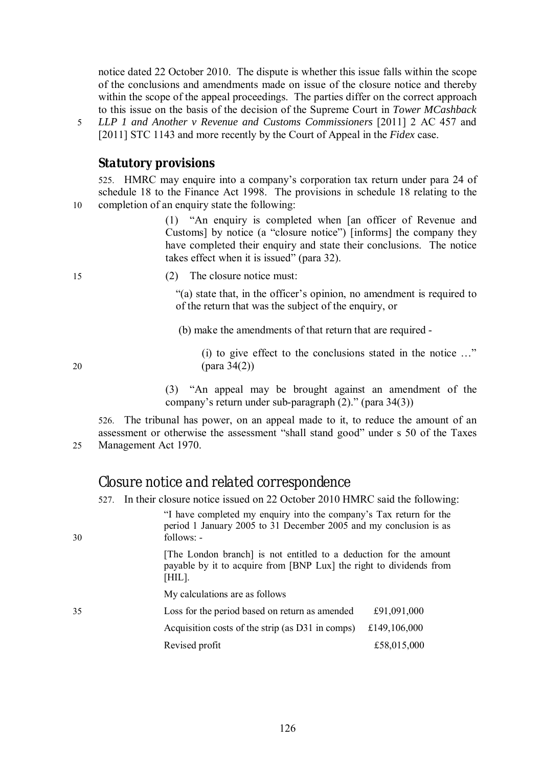notice dated 22 October 2010. The dispute is whether this issue falls within the scope of the conclusions and amendments made on issue of the closure notice and thereby within the scope of the appeal proceedings. The parties differ on the correct approach to this issue on the basis of the decision of the Supreme Court in *Tower MCashback LLP 1 and Another v Revenue and Customs Commissioners* [2011] 2 AC 457 and [2011] STC 1143 and more recently by the Court of Appeal in the *Fidex* case.

### Statutory provisions

525. HMRC may enquire into a company's corporation tax return under para 24 of schedule 18 to the Finance Act 1998. The provisions in schedule 18 relating to the completion of an enquiry state the following:

> (1) "An enquiry is completed when [an officer of Revenue and Customs] by notice (a "closure notice") [informs] the company they have completed their enquiry and state their conclusions. The notice takes effect when it is issued" (para 32).
>
> (2) The closure notice must:
>
> "(a) state that, in the officer's opinion, no amendment is required to of the return that was the subject of the enquiry, or
>
> (b) make the amendments of that return that are required -
>
> (i) to give effect to the conclusions stated in the notice …" (para 34(2))
>
> (3) "An appeal may be brought against an amendment of the company's return under sub-paragraph (2)." (para 34(3))

526. The tribunal has power, on an appeal made to it, to reduce the amount of an assessment or otherwise the assessment "shall stand good" under s 50 of the Taxes Management Act 1970.

## Closure notice and related correspondence

527. In their closure notice issued on 22 October 2010 HMRC said the following:

> "I have completed my enquiry into the company's Tax return for the period 1 January 2005 to 31 December 2005 and my conclusion is as follows: -
>
> [The London branch] is not entitled to a deduction for the amount payable by it to acquire from [BNP Lux] the right to dividends from [HIL].
>
> My calculations are as follows

| | |
|---|---|
| Loss for the period based on return as amended | £91,091,000 |
| Acquisition costs of the strip (as D31 in comps) | £149,106,000 |
| Revised profit | £58,015,000 |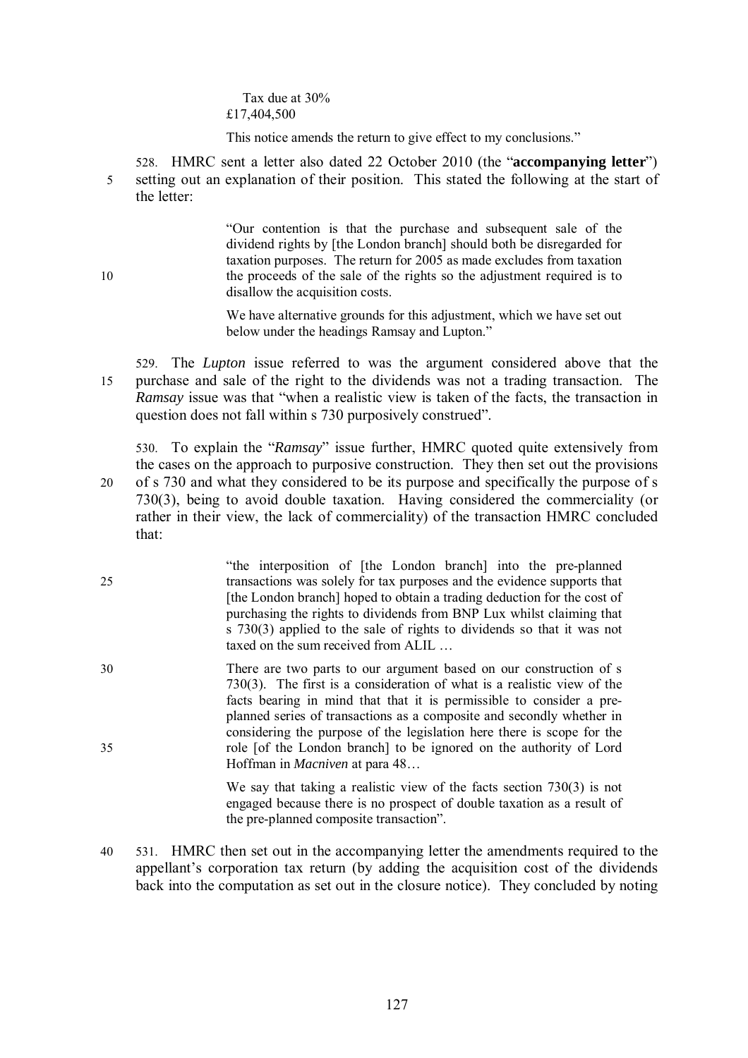Tax due at 30%
£17,404,500

This notice amends the return to give effect to my conclusions."

528. HMRC sent a letter also dated 22 October 2010 (the "**accompanying letter**") setting out an explanation of their position. This stated the following at the start of the letter:

> "Our contention is that the purchase and subsequent sale of the dividend rights by [the London branch] should both be disregarded for taxation purposes. The return for 2005 as made excludes from taxation the proceeds of the sale of the rights so the adjustment required is to disallow the acquisition costs.
>
> We have alternative grounds for this adjustment, which we have set out below under the headings Ramsay and Lupton."

529. The *Lupton* issue referred to was the argument considered above that the purchase and sale of the right to the dividends was not a trading transaction. The *Ramsay* issue was that "when a realistic view is taken of the facts, the transaction in question does not fall within s 730 purposively construed".

530. To explain the "*Ramsay*" issue further, HMRC quoted quite extensively from the cases on the approach to purposive construction. They then set out the provisions of s 730 and what they considered to be its purpose and specifically the purpose of s 730(3), being to avoid double taxation. Having considered the commerciality (or rather in their view, the lack of commerciality) of the transaction HMRC concluded that:

> "the interposition of [the London branch] into the pre-planned transactions was solely for tax purposes and the evidence supports that [the London branch] hoped to obtain a trading deduction for the cost of purchasing the rights to dividends from BNP Lux whilst claiming that s 730(3) applied to the sale of rights to dividends so that it was not taxed on the sum received from ALIL …
>
> There are two parts to our argument based on our construction of s 730(3). The first is a consideration of what is a realistic view of the facts bearing in mind that that it is permissible to consider a pre-planned series of transactions as a composite and secondly whether in considering the purpose of the legislation here there is scope for the role [of the London branch] to be ignored on the authority of Lord Hoffman in *Macniven* at para 48…
>
> We say that taking a realistic view of the facts section 730(3) is not engaged because there is no prospect of double taxation as a result of the pre-planned composite transaction".

531. HMRC then set out in the accompanying letter the amendments required to the appellant's corporation tax return (by adding the acquisition cost of the dividends back into the computation as set out in the closure notice). They concluded by noting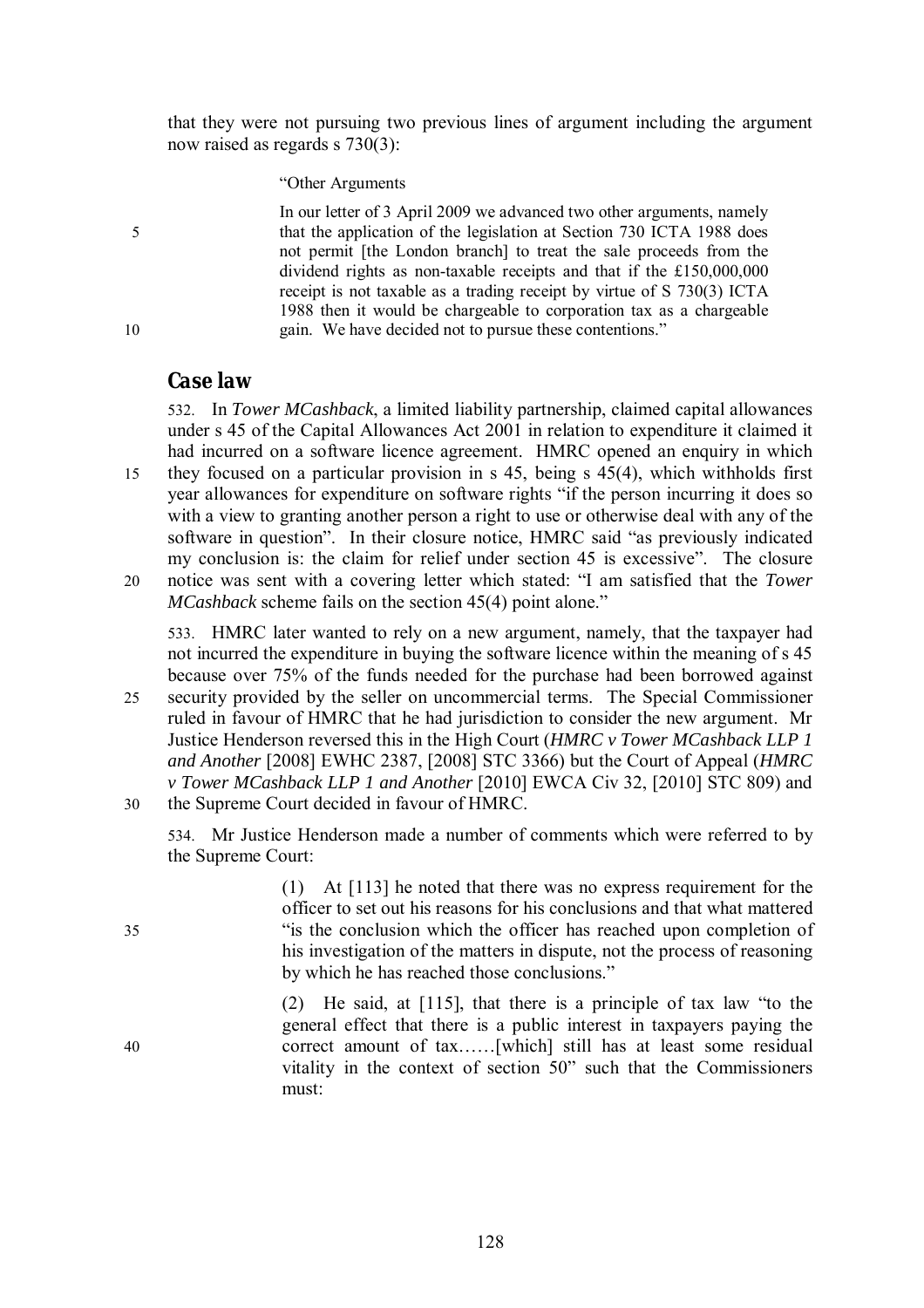that they were not pursuing two previous lines of argument including the argument now raised as regards s 730(3):

> "Other Arguments
>
> In our letter of 3 April 2009 we advanced two other arguments, namely that the application of the legislation at Section 730 ICTA 1988 does not permit [the London branch] to treat the sale proceeds from the dividend rights as non-taxable receipts and that if the £150,000,000 receipt is not taxable as a trading receipt by virtue of S 730(3) ICTA 1988 then it would be chargeable to corporation tax as a chargeable gain. We have decided not to pursue these contentions."

## Case law

532. In *Tower MCashback*, a limited liability partnership, claimed capital allowances under s 45 of the Capital Allowances Act 2001 in relation to expenditure it claimed it had incurred on a software licence agreement. HMRC opened an enquiry in which they focused on a particular provision in s 45, being s 45(4), which withholds first year allowances for expenditure on software rights "if the person incurring it does so with a view to granting another person a right to use or otherwise deal with any of the software in question". In their closure notice, HMRC said "as previously indicated my conclusion is: the claim for relief under section 45 is excessive". The closure notice was sent with a covering letter which stated: "I am satisfied that the *Tower MCashback* scheme fails on the section 45(4) point alone."

533. HMRC later wanted to rely on a new argument, namely, that the taxpayer had not incurred the expenditure in buying the software licence within the meaning of s 45 because over 75% of the funds needed for the purchase had been borrowed against security provided by the seller on uncommercial terms. The Special Commissioner ruled in favour of HMRC that he had jurisdiction to consider the new argument. Mr Justice Henderson reversed this in the High Court (*HMRC v Tower MCashback LLP 1 and Another* [2008] EWHC 2387, [2008] STC 3366) but the Court of Appeal (*HMRC v Tower MCashback LLP 1 and Another* [2010] EWCA Civ 32, [2010] STC 809) and the Supreme Court decided in favour of HMRC.

534. Mr Justice Henderson made a number of comments which were referred to by the Supreme Court:

> (1) At [113] he noted that there was no express requirement for the officer to set out his reasons for his conclusions and that what mattered "is the conclusion which the officer has reached upon completion of his investigation of the matters in dispute, not the process of reasoning by which he has reached those conclusions."
>
> (2) He said, at [115], that there is a principle of tax law "to the general effect that there is a public interest in taxpayers paying the correct amount of tax……[which] still has at least some residual vitality in the context of section 50" such that the Commissioners must: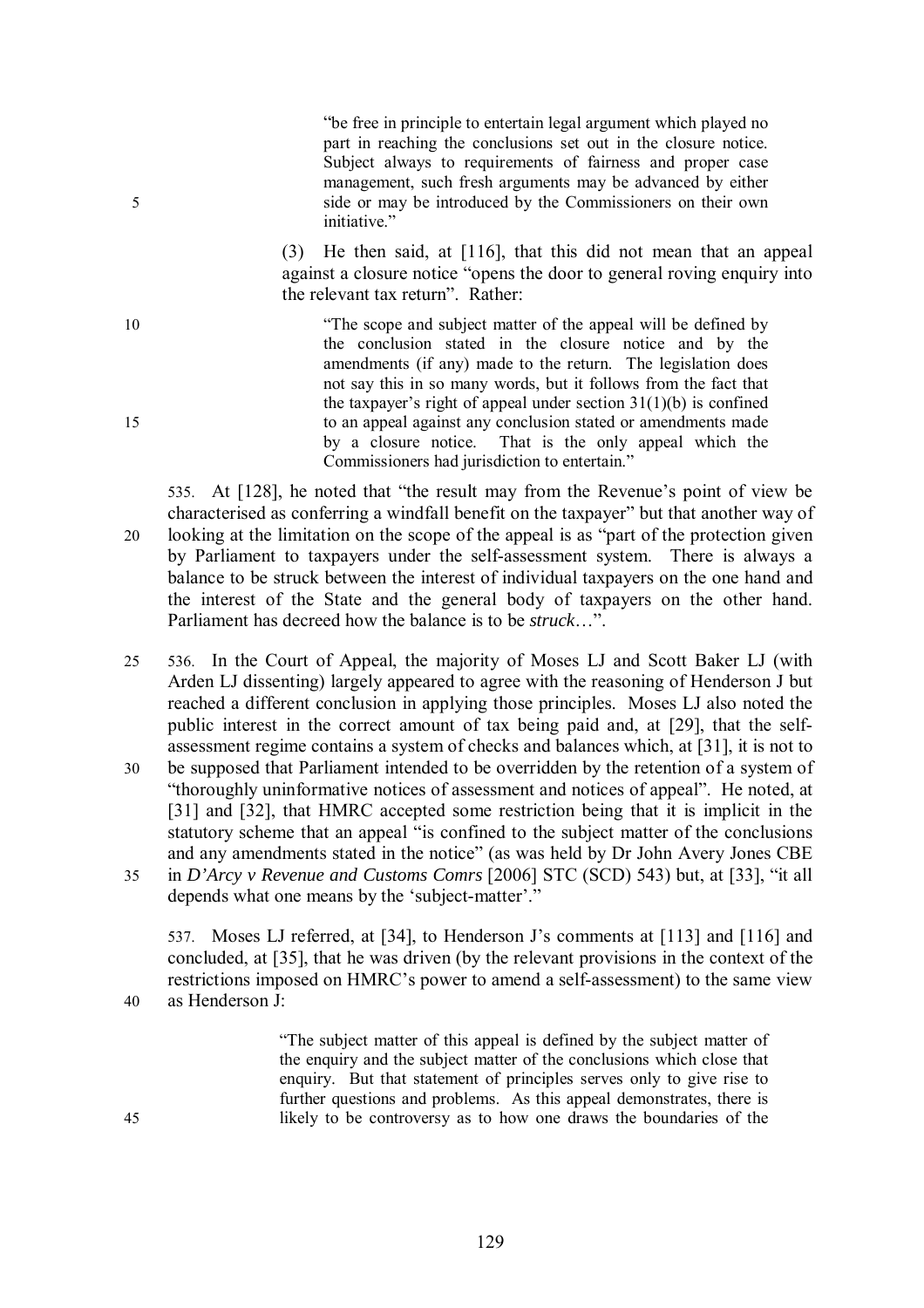> "be free in principle to entertain legal argument which played no part in reaching the conclusions set out in the closure notice. Subject always to requirements of fairness and proper case management, such fresh arguments may be advanced by either side or may be introduced by the Commissioners on their own initiative."

(3) He then said, at [116], that this did not mean that an appeal against a closure notice "opens the door to general roving enquiry into the relevant tax return". Rather:

> "The scope and subject matter of the appeal will be defined by the conclusion stated in the closure notice and by the amendments (if any) made to the return. The legislation does not say this in so many words, but it follows from the fact that the taxpayer's right of appeal under section 31(1)(b) is confined to an appeal against any conclusion stated or amendments made by a closure notice. That is the only appeal which the Commissioners had jurisdiction to entertain."

535. At [128], he noted that "the result may from the Revenue's point of view be characterised as conferring a windfall benefit on the taxpayer" but that another way of looking at the limitation on the scope of the appeal is as "part of the protection given by Parliament to taxpayers under the self-assessment system. There is always a balance to be struck between the interest of individual taxpayers on the one hand and the interest of the State and the general body of taxpayers on the other hand. Parliament has decreed how the balance is to be *struck*…".

536. In the Court of Appeal, the majority of Moses LJ and Scott Baker LJ (with Arden LJ dissenting) largely appeared to agree with the reasoning of Henderson J but reached a different conclusion in applying those principles. Moses LJ also noted the public interest in the correct amount of tax being paid and, at [29], that the self-assessment regime contains a system of checks and balances which, at [31], it is not to be supposed that Parliament intended to be overridden by the retention of a system of "thoroughly uninformative notices of assessment and notices of appeal". He noted, at [31] and [32], that HMRC accepted some restriction being that it is implicit in the statutory scheme that an appeal "is confined to the subject matter of the conclusions and any amendments stated in the notice" (as was held by Dr John Avery Jones CBE in *D'Arcy v Revenue and Customs Comrs* [2006] STC (SCD) 543) but, at [33], "it all depends what one means by the 'subject-matter'."

537. Moses LJ referred, at [34], to Henderson J's comments at [113] and [116] and concluded, at [35], that he was driven (by the relevant provisions in the context of the restrictions imposed on HMRC's power to amend a self-assessment) to the same view as Henderson J:

> "The subject matter of this appeal is defined by the subject matter of the enquiry and the subject matter of the conclusions which close that enquiry. But that statement of principles serves only to give rise to further questions and problems. As this appeal demonstrates, there is likely to be controversy as to how one draws the boundaries of the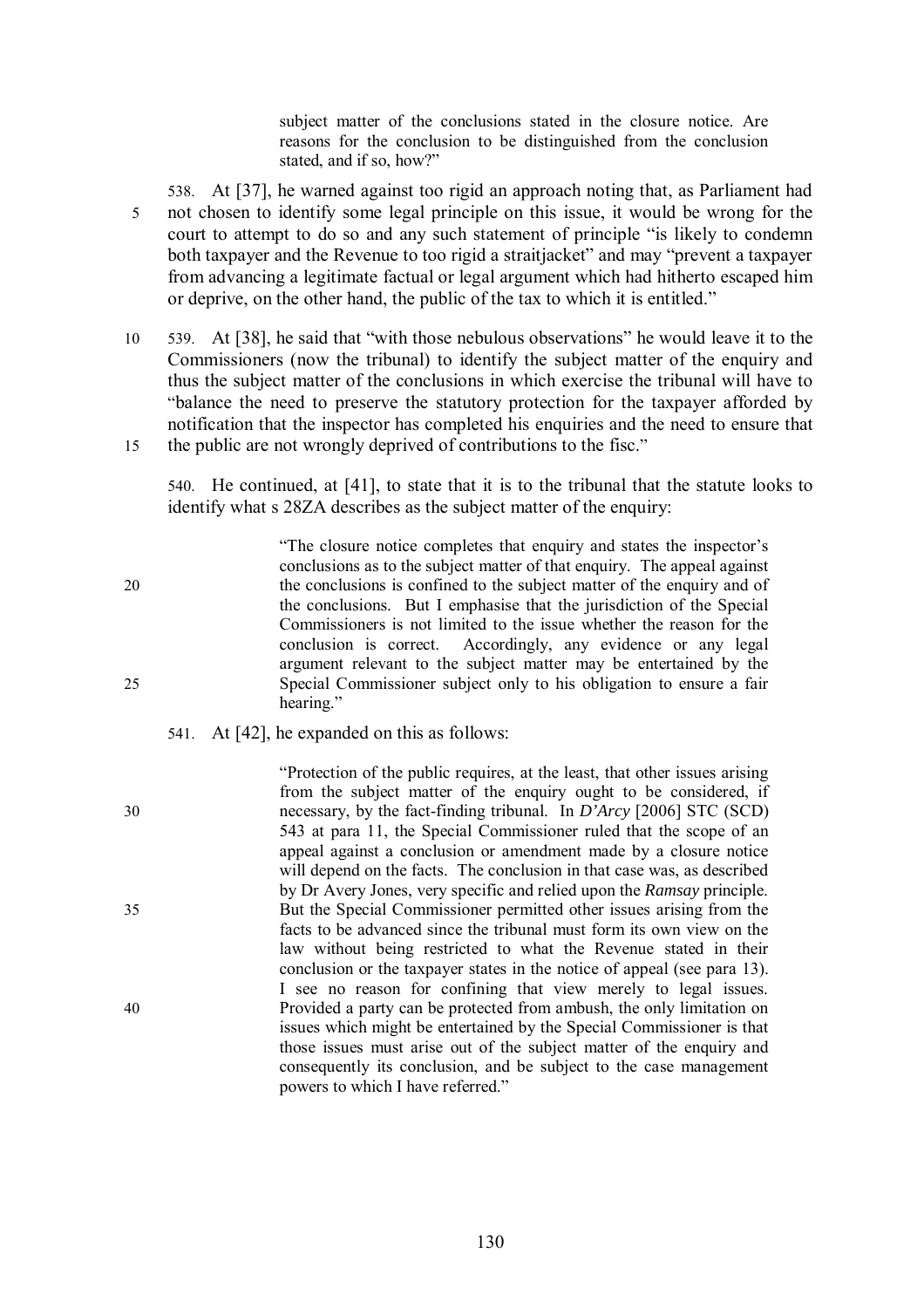> subject matter of the conclusions stated in the closure notice. Are reasons for the conclusion to be distinguished from the conclusion stated, and if so, how?"

538. At [37], he warned against too rigid an approach noting that, as Parliament had not chosen to identify some legal principle on this issue, it would be wrong for the court to attempt to do so and any such statement of principle "is likely to condemn both taxpayer and the Revenue to too rigid a straitjacket" and may "prevent a taxpayer from advancing a legitimate factual or legal argument which had hitherto escaped him or deprive, on the other hand, the public of the tax to which it is entitled."

539. At [38], he said that "with those nebulous observations" he would leave it to the Commissioners (now the tribunal) to identify the subject matter of the enquiry and thus the subject matter of the conclusions in which exercise the tribunal will have to "balance the need to preserve the statutory protection for the taxpayer afforded by notification that the inspector has completed his enquiries and the need to ensure that the public are not wrongly deprived of contributions to the fisc."

540. He continued, at [41], to state that it is to the tribunal that the statute looks to identify what s 28ZA describes as the subject matter of the enquiry:

> "The closure notice completes that enquiry and states the inspector's conclusions as to the subject matter of that enquiry. The appeal against the conclusions is confined to the subject matter of the enquiry and of the conclusions. But I emphasise that the jurisdiction of the Special Commissioners is not limited to the issue whether the reason for the conclusion is correct. Accordingly, any evidence or any legal argument relevant to the subject matter may be entertained by the Special Commissioner subject only to his obligation to ensure a fair hearing."

541. At [42], he expanded on this as follows:

> "Protection of the public requires, at the least, that other issues arising from the subject matter of the enquiry ought to be considered, if necessary, by the fact-finding tribunal. In *D'Arcy* [2006] STC (SCD) 543 at para 11, the Special Commissioner ruled that the scope of an appeal against a conclusion or amendment made by a closure notice will depend on the facts. The conclusion in that case was, as described by Dr Avery Jones, very specific and relied upon the *Ramsay* principle. But the Special Commissioner permitted other issues arising from the facts to be advanced since the tribunal must form its own view on the law without being restricted to what the Revenue stated in their conclusion or the taxpayer states in the notice of appeal (see para 13). I see no reason for confining that view merely to legal issues. Provided a party can be protected from ambush, the only limitation on issues which might be entertained by the Special Commissioner is that those issues must arise out of the subject matter of the enquiry and consequently its conclusion, and be subject to the case management powers to which I have referred."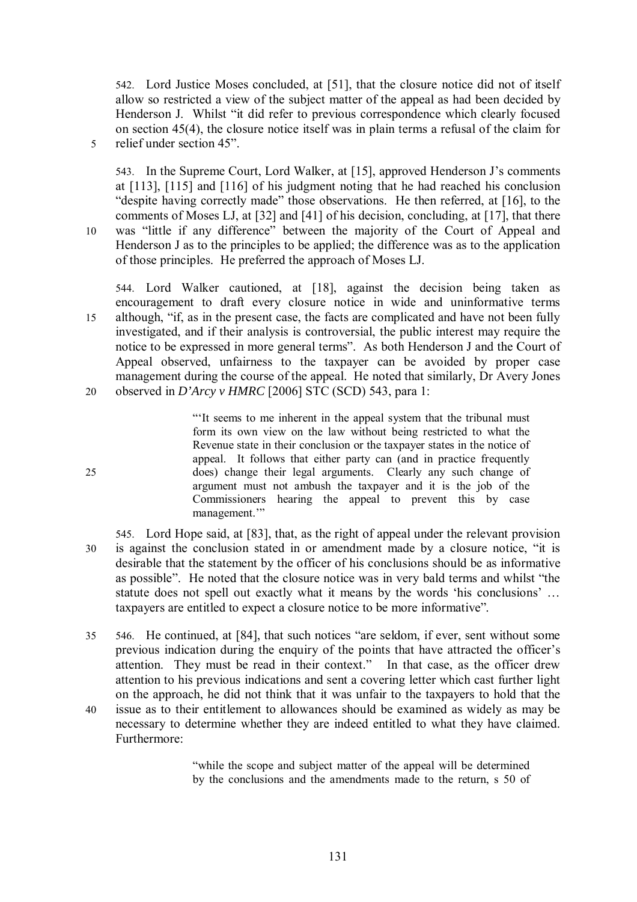542. Lord Justice Moses concluded, at [51], that the closure notice did not of itself allow so restricted a view of the subject matter of the appeal as had been decided by Henderson J. Whilst "it did refer to previous correspondence which clearly focused on section 45(4), the closure notice itself was in plain terms a refusal of the claim for relief under section 45".

543. In the Supreme Court, Lord Walker, at [15], approved Henderson J's comments at [113], [115] and [116] of his judgment noting that he had reached his conclusion "despite having correctly made" those observations. He then referred, at [16], to the comments of Moses LJ, at [32] and [41] of his decision, concluding, at [17], that there was "little if any difference" between the majority of the Court of Appeal and Henderson J as to the principles to be applied; the difference was as to the application of those principles. He preferred the approach of Moses LJ.

544. Lord Walker cautioned, at [18], against the decision being taken as encouragement to draft every closure notice in wide and uninformative terms although, "if, as in the present case, the facts are complicated and have not been fully investigated, and if their analysis is controversial, the public interest may require the notice to be expressed in more general terms". As both Henderson J and the Court of Appeal observed, unfairness to the taxpayer can be avoided by proper case management during the course of the appeal. He noted that similarly, Dr Avery Jones observed in *D'Arcy v HMRC* [2006] STC (SCD) 543, para 1:

> "'It seems to me inherent in the appeal system that the tribunal must form its own view on the law without being restricted to what the Revenue state in their conclusion or the taxpayer states in the notice of appeal. It follows that either party can (and in practice frequently does) change their legal arguments. Clearly any such change of argument must not ambush the taxpayer and it is the job of the Commissioners hearing the appeal to prevent this by case management.'"

545. Lord Hope said, at [83], that, as the right of appeal under the relevant provision is against the conclusion stated in or amendment made by a closure notice, "it is desirable that the statement by the officer of his conclusions should be as informative as possible". He noted that the closure notice was in very bald terms and whilst "the statute does not spell out exactly what it means by the words 'his conclusions' … taxpayers are entitled to expect a closure notice to be more informative".

546. He continued, at [84], that such notices "are seldom, if ever, sent without some previous indication during the enquiry of the points that have attracted the officer's attention. They must be read in their context." In that case, as the officer drew attention to his previous indications and sent a covering letter which cast further light on the approach, he did not think that it was unfair to the taxpayers to hold that the issue as to their entitlement to allowances should be examined as widely as may be necessary to determine whether they are indeed entitled to what they have claimed. Furthermore:

> "while the scope and subject matter of the appeal will be determined by the conclusions and the amendments made to the return, s 50 of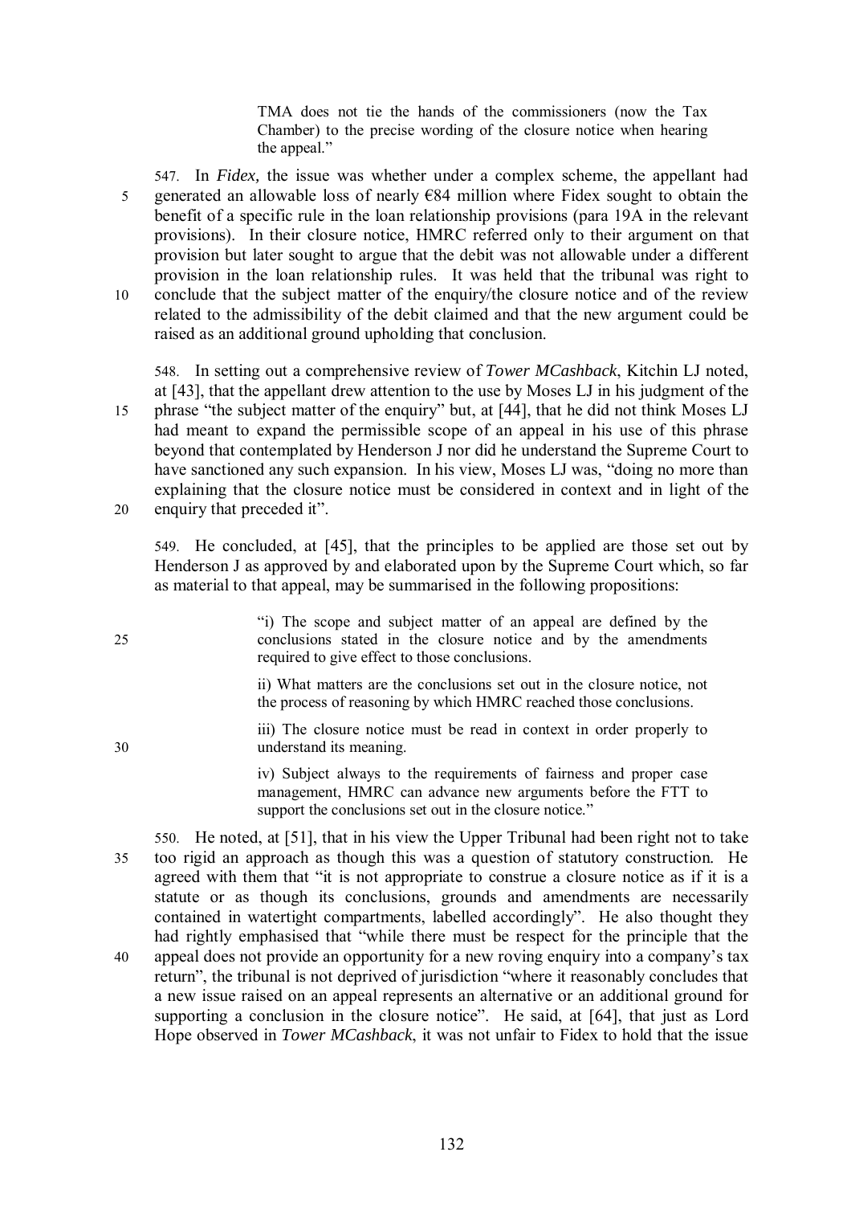> TMA does not tie the hands of the commissioners (now the Tax Chamber) to the precise wording of the closure notice when hearing the appeal."

547. In *Fidex,* the issue was whether under a complex scheme, the appellant had generated an allowable loss of nearly €84 million where Fidex sought to obtain the benefit of a specific rule in the loan relationship provisions (para 19A in the relevant provisions). In their closure notice, HMRC referred only to their argument on that provision but later sought to argue that the debit was not allowable under a different provision in the loan relationship rules. It was held that the tribunal was right to conclude that the subject matter of the enquiry/the closure notice and of the review related to the admissibility of the debit claimed and that the new argument could be raised as an additional ground upholding that conclusion.

548. In setting out a comprehensive review of *Tower MCashback*, Kitchin LJ noted, at [43], that the appellant drew attention to the use by Moses LJ in his judgment of the phrase "the subject matter of the enquiry" but, at [44], that he did not think Moses LJ had meant to expand the permissible scope of an appeal in his use of this phrase beyond that contemplated by Henderson J nor did he understand the Supreme Court to have sanctioned any such expansion. In his view, Moses LJ was, "doing no more than explaining that the closure notice must be considered in context and in light of the enquiry that preceded it".

549. He concluded, at [45], that the principles to be applied are those set out by Henderson J as approved by and elaborated upon by the Supreme Court which, so far as material to that appeal, may be summarised in the following propositions:

> "i) The scope and subject matter of an appeal are defined by the conclusions stated in the closure notice and by the amendments required to give effect to those conclusions.
>
> ii) What matters are the conclusions set out in the closure notice, not the process of reasoning by which HMRC reached those conclusions.
>
> iii) The closure notice must be read in context in order properly to understand its meaning.
>
> iv) Subject always to the requirements of fairness and proper case management, HMRC can advance new arguments before the FTT to support the conclusions set out in the closure notice."

550. He noted, at [51], that in his view the Upper Tribunal had been right not to take too rigid an approach as though this was a question of statutory construction. He agreed with them that "it is not appropriate to construe a closure notice as if it is a statute or as though its conclusions, grounds and amendments are necessarily contained in watertight compartments, labelled accordingly". He also thought they had rightly emphasised that "while there must be respect for the principle that the appeal does not provide an opportunity for a new roving enquiry into a company's tax return", the tribunal is not deprived of jurisdiction "where it reasonably concludes that a new issue raised on an appeal represents an alternative or an additional ground for supporting a conclusion in the closure notice". He said, at [64], that just as Lord Hope observed in *Tower MCashback*, it was not unfair to Fidex to hold that the issue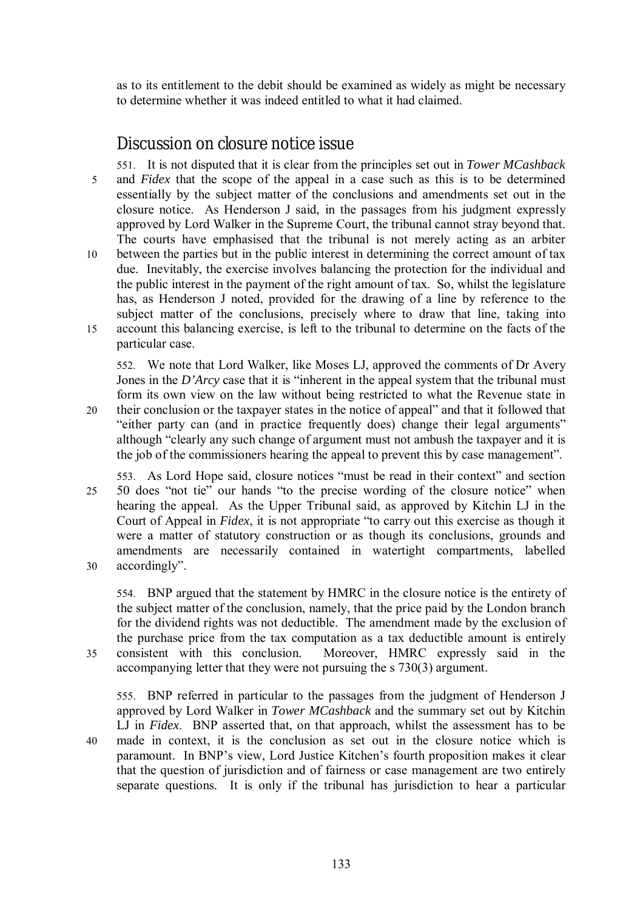as to its entitlement to the debit should be examined as widely as might be necessary to determine whether it was indeed entitled to what it had claimed.

## Discussion on closure notice issue

551. It is not disputed that it is clear from the principles set out in *Tower MCashback* and *Fidex* that the scope of the appeal in a case such as this is to be determined essentially by the subject matter of the conclusions and amendments set out in the closure notice. As Henderson J said, in the passages from his judgment expressly approved by Lord Walker in the Supreme Court, the tribunal cannot stray beyond that. The courts have emphasised that the tribunal is not merely acting as an arbiter between the parties but in the public interest in determining the correct amount of tax due. Inevitably, the exercise involves balancing the protection for the individual and the public interest in the payment of the right amount of tax. So, whilst the legislature has, as Henderson J noted, provided for the drawing of a line by reference to the subject matter of the conclusions, precisely where to draw that line, taking into account this balancing exercise, is left to the tribunal to determine on the facts of the particular case.

552. We note that Lord Walker, like Moses LJ, approved the comments of Dr Avery Jones in the *D'Arcy* case that it is "inherent in the appeal system that the tribunal must form its own view on the law without being restricted to what the Revenue state in their conclusion or the taxpayer states in the notice of appeal" and that it followed that "either party can (and in practice frequently does) change their legal arguments" although "clearly any such change of argument must not ambush the taxpayer and it is the job of the commissioners hearing the appeal to prevent this by case management".

553. As Lord Hope said, closure notices "must be read in their context" and section 50 does "not tie" our hands "to the precise wording of the closure notice" when hearing the appeal. As the Upper Tribunal said, as approved by Kitchin LJ in the Court of Appeal in *Fidex*, it is not appropriate "to carry out this exercise as though it were a matter of statutory construction or as though its conclusions, grounds and amendments are necessarily contained in watertight compartments, labelled accordingly".

554. BNP argued that the statement by HMRC in the closure notice is the entirety of the subject matter of the conclusion, namely, that the price paid by the London branch for the dividend rights was not deductible. The amendment made by the exclusion of the purchase price from the tax computation as a tax deductible amount is entirely consistent with this conclusion. Moreover, HMRC expressly said in the accompanying letter that they were not pursuing the s 730(3) argument.

555. BNP referred in particular to the passages from the judgment of Henderson J approved by Lord Walker in *Tower MCashback* and the summary set out by Kitchin LJ in *Fidex*. BNP asserted that, on that approach, whilst the assessment has to be made in context, it is the conclusion as set out in the closure notice which is paramount. In BNP's view, Lord Justice Kitchen's fourth proposition makes it clear that the question of jurisdiction and of fairness or case management are two entirely separate questions. It is only if the tribunal has jurisdiction to hear a particular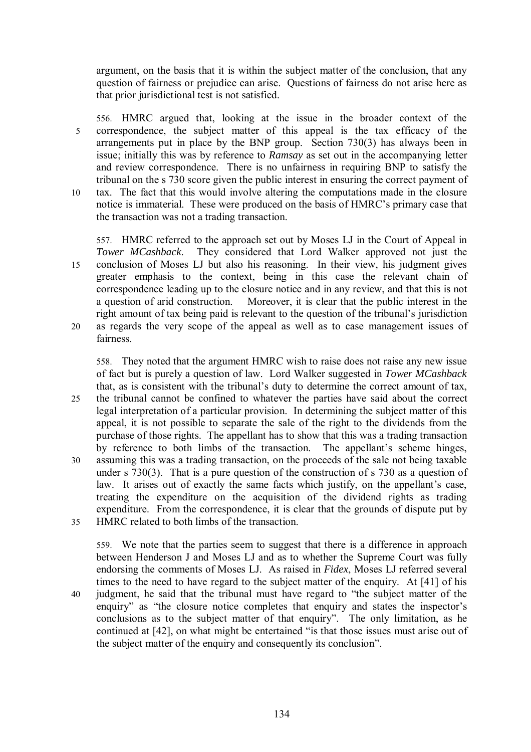argument, on the basis that it is within the subject matter of the conclusion, that any question of fairness or prejudice can arise. Questions of fairness do not arise here as that prior jurisdictional test is not satisfied.

556. HMRC argued that, looking at the issue in the broader context of the correspondence, the subject matter of this appeal is the tax efficacy of the arrangements put in place by the BNP group. Section 730(3) has always been in issue; initially this was by reference to *Ramsay* as set out in the accompanying letter and review correspondence. There is no unfairness in requiring BNP to satisfy the tribunal on the s 730 score given the public interest in ensuring the correct payment of tax. The fact that this would involve altering the computations made in the closure notice is immaterial. These were produced on the basis of HMRC's primary case that the transaction was not a trading transaction.

557. HMRC referred to the approach set out by Moses LJ in the Court of Appeal in *Tower MCashback*. They considered that Lord Walker approved not just the conclusion of Moses LJ but also his reasoning. In their view, his judgment gives greater emphasis to the context, being in this case the relevant chain of correspondence leading up to the closure notice and in any review, and that this is not a question of arid construction. Moreover, it is clear that the public interest in the right amount of tax being paid is relevant to the question of the tribunal's jurisdiction as regards the very scope of the appeal as well as to case management issues of fairness.

558. They noted that the argument HMRC wish to raise does not raise any new issue of fact but is purely a question of law. Lord Walker suggested in *Tower MCashback* that, as is consistent with the tribunal's duty to determine the correct amount of tax, the tribunal cannot be confined to whatever the parties have said about the correct legal interpretation of a particular provision. In determining the subject matter of this appeal, it is not possible to separate the sale of the right to the dividends from the purchase of those rights. The appellant has to show that this was a trading transaction by reference to both limbs of the transaction. The appellant's scheme hinges, assuming this was a trading transaction, on the proceeds of the sale not being taxable under s 730(3). That is a pure question of the construction of s 730 as a question of law. It arises out of exactly the same facts which justify, on the appellant's case, treating the expenditure on the acquisition of the dividend rights as trading expenditure. From the correspondence, it is clear that the grounds of dispute put by HMRC related to both limbs of the transaction.

559. We note that the parties seem to suggest that there is a difference in approach between Henderson J and Moses LJ and as to whether the Supreme Court was fully endorsing the comments of Moses LJ. As raised in *Fidex*, Moses LJ referred several times to the need to have regard to the subject matter of the enquiry. At [41] of his judgment, he said that the tribunal must have regard to "the subject matter of the enquiry" as "the closure notice completes that enquiry and states the inspector's conclusions as to the subject matter of that enquiry". The only limitation, as he continued at [42], on what might be entertained "is that those issues must arise out of the subject matter of the enquiry and consequently its conclusion".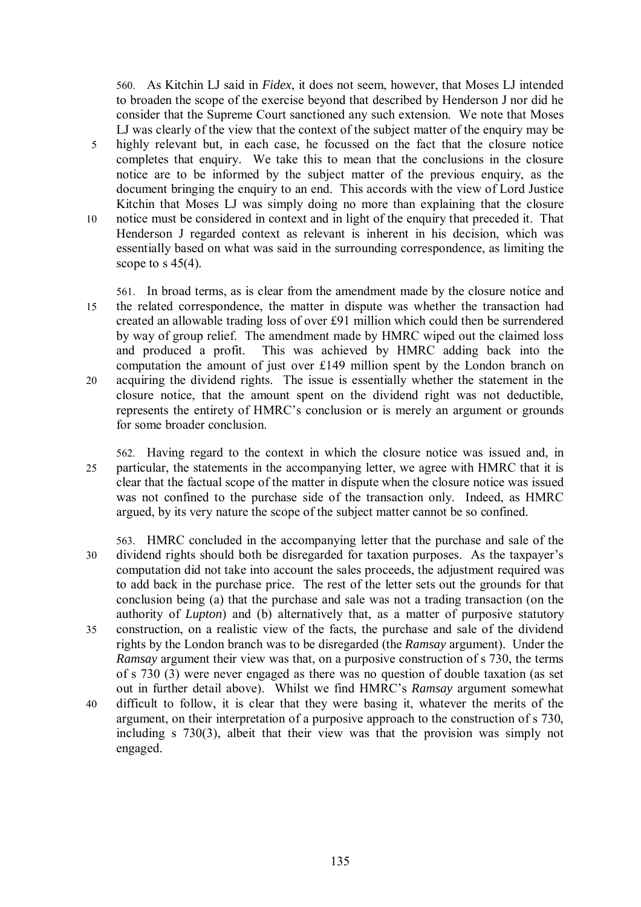560. As Kitchin LJ said in *Fidex*, it does not seem, however, that Moses LJ intended to broaden the scope of the exercise beyond that described by Henderson J nor did he consider that the Supreme Court sanctioned any such extension. We note that Moses LJ was clearly of the view that the context of the subject matter of the enquiry may be highly relevant but, in each case, he focussed on the fact that the closure notice completes that enquiry. We take this to mean that the conclusions in the closure notice are to be informed by the subject matter of the previous enquiry, as the document bringing the enquiry to an end. This accords with the view of Lord Justice Kitchin that Moses LJ was simply doing no more than explaining that the closure notice must be considered in context and in light of the enquiry that preceded it. That Henderson J regarded context as relevant is inherent in his decision, which was essentially based on what was said in the surrounding correspondence, as limiting the scope to s 45(4).

561. In broad terms, as is clear from the amendment made by the closure notice and the related correspondence, the matter in dispute was whether the transaction had created an allowable trading loss of over £91 million which could then be surrendered by way of group relief. The amendment made by HMRC wiped out the claimed loss and produced a profit. This was achieved by HMRC adding back into the computation the amount of just over £149 million spent by the London branch on acquiring the dividend rights. The issue is essentially whether the statement in the closure notice, that the amount spent on the dividend right was not deductible, represents the entirety of HMRC's conclusion or is merely an argument or grounds for some broader conclusion.

562. Having regard to the context in which the closure notice was issued and, in particular, the statements in the accompanying letter, we agree with HMRC that it is clear that the factual scope of the matter in dispute when the closure notice was issued was not confined to the purchase side of the transaction only. Indeed, as HMRC argued, by its very nature the scope of the subject matter cannot be so confined.

563. HMRC concluded in the accompanying letter that the purchase and sale of the dividend rights should both be disregarded for taxation purposes. As the taxpayer's computation did not take into account the sales proceeds, the adjustment required was to add back in the purchase price. The rest of the letter sets out the grounds for that conclusion being (a) that the purchase and sale was not a trading transaction (on the authority of *Lupton*) and (b) alternatively that, as a matter of purposive statutory construction, on a realistic view of the facts, the purchase and sale of the dividend rights by the London branch was to be disregarded (the *Ramsay* argument). Under the *Ramsay* argument their view was that, on a purposive construction of s 730, the terms of s 730 (3) were never engaged as there was no question of double taxation (as set out in further detail above). Whilst we find HMRC's *Ramsay* argument somewhat difficult to follow, it is clear that they were basing it, whatever the merits of the argument, on their interpretation of a purposive approach to the construction of s 730, including s 730(3), albeit that their view was that the provision was simply not engaged.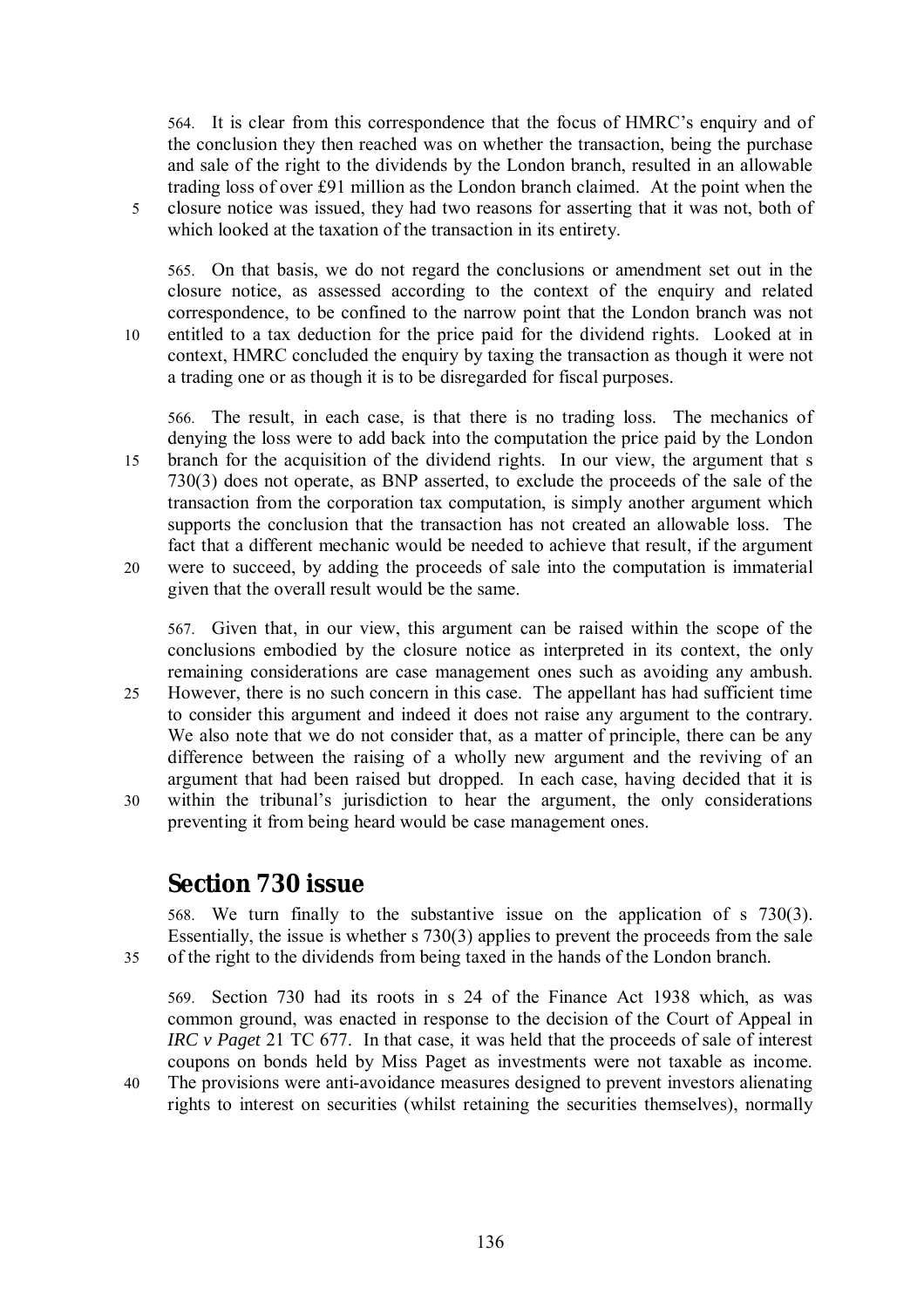564. It is clear from this correspondence that the focus of HMRC's enquiry and of the conclusion they then reached was on whether the transaction, being the purchase and sale of the right to the dividends by the London branch, resulted in an allowable trading loss of over £91 million as the London branch claimed. At the point when the closure notice was issued, they had two reasons for asserting that it was not, both of which looked at the taxation of the transaction in its entirety.

565. On that basis, we do not regard the conclusions or amendment set out in the closure notice, as assessed according to the context of the enquiry and related correspondence, to be confined to the narrow point that the London branch was not entitled to a tax deduction for the price paid for the dividend rights. Looked at in context, HMRC concluded the enquiry by taxing the transaction as though it were not a trading one or as though it is to be disregarded for fiscal purposes.

566. The result, in each case, is that there is no trading loss. The mechanics of denying the loss were to add back into the computation the price paid by the London branch for the acquisition of the dividend rights. In our view, the argument that s 730(3) does not operate, as BNP asserted, to exclude the proceeds of the sale of the transaction from the corporation tax computation, is simply another argument which supports the conclusion that the transaction has not created an allowable loss. The fact that a different mechanic would be needed to achieve that result, if the argument were to succeed, by adding the proceeds of sale into the computation is immaterial given that the overall result would be the same.

567. Given that, in our view, this argument can be raised within the scope of the conclusions embodied by the closure notice as interpreted in its context, the only remaining considerations are case management ones such as avoiding any ambush. However, there is no such concern in this case. The appellant has had sufficient time to consider this argument and indeed it does not raise any argument to the contrary. We also note that we do not consider that, as a matter of principle, there can be any difference between the raising of a wholly new argument and the reviving of an argument that had been raised but dropped. In each case, having decided that it is within the tribunal's jurisdiction to hear the argument, the only considerations preventing it from being heard would be case management ones.

## Section 730 issue

568. We turn finally to the substantive issue on the application of s 730(3). Essentially, the issue is whether s 730(3) applies to prevent the proceeds from the sale of the right to the dividends from being taxed in the hands of the London branch.

569. Section 730 had its roots in s 24 of the Finance Act 1938 which, as was common ground, was enacted in response to the decision of the Court of Appeal in *IRC v Paget* 21 TC 677. In that case, it was held that the proceeds of sale of interest coupons on bonds held by Miss Paget as investments were not taxable as income. The provisions were anti-avoidance measures designed to prevent investors alienating rights to interest on securities (whilst retaining the securities themselves), normally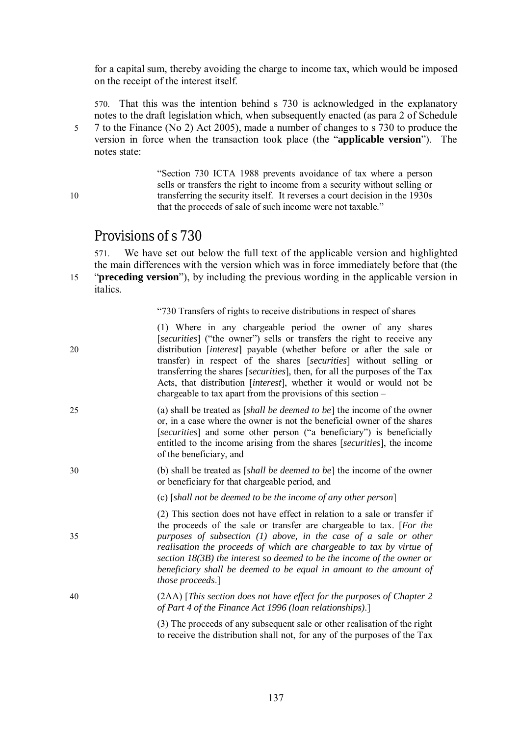for a capital sum, thereby avoiding the charge to income tax, which would be imposed on the receipt of the interest itself.

570. That this was the intention behind s 730 is acknowledged in the explanatory notes to the draft legislation which, when subsequently enacted (as para 2 of Schedule 7 to the Finance (No 2) Act 2005), made a number of changes to s 730 to produce the version in force when the transaction took place (the "**applicable version**"). The notes state:

> "Section 730 ICTA 1988 prevents avoidance of tax where a person sells or transfers the right to income from a security without selling or transferring the security itself. It reverses a court decision in the 1930s that the proceeds of sale of such income were not taxable."

## Provisions of s 730

571. We have set out below the full text of the applicable version and highlighted the main differences with the version which was in force immediately before that (the "**preceding version**"), by including the previous wording in the applicable version in italics.

> "730 Transfers of rights to receive distributions in respect of shares
>
> (1) Where in any chargeable period the owner of any shares [*securities*] ("the owner") sells or transfers the right to receive any distribution [*interest*] payable (whether before or after the sale or transfer) in respect of the shares [*securities*] without selling or transferring the shares [*securities*], then, for all the purposes of the Tax Acts, that distribution [*interest*], whether it would or would not be chargeable to tax apart from the provisions of this section –
>
> (a) shall be treated as [*shall be deemed to be*] the income of the owner or, in a case where the owner is not the beneficial owner of the shares [*securities*] and some other person ("a beneficiary") is beneficially entitled to the income arising from the shares [*securities*], the income of the beneficiary, and
>
> (b) shall be treated as [*shall be deemed to be*] the income of the owner or beneficiary for that chargeable period, and
>
> (c) [*shall not be deemed to be the income of any other person*]
>
> (2) This section does not have effect in relation to a sale or transfer if the proceeds of the sale or transfer are chargeable to tax. [*For the purposes of subsection (1) above, in the case of a sale or other realisation the proceeds of which are chargeable to tax by virtue of section 18(3B) the interest so deemed to be the income of the owner or beneficiary shall be deemed to be equal in amount to the amount of those proceeds*.]
>
> (2AA) [*This section does not have effect for the purposes of Chapter 2 of Part 4 of the Finance Act 1996 (loan relationships)*.]
>
> (3) The proceeds of any subsequent sale or other realisation of the right to receive the distribution shall not, for any of the purposes of the Tax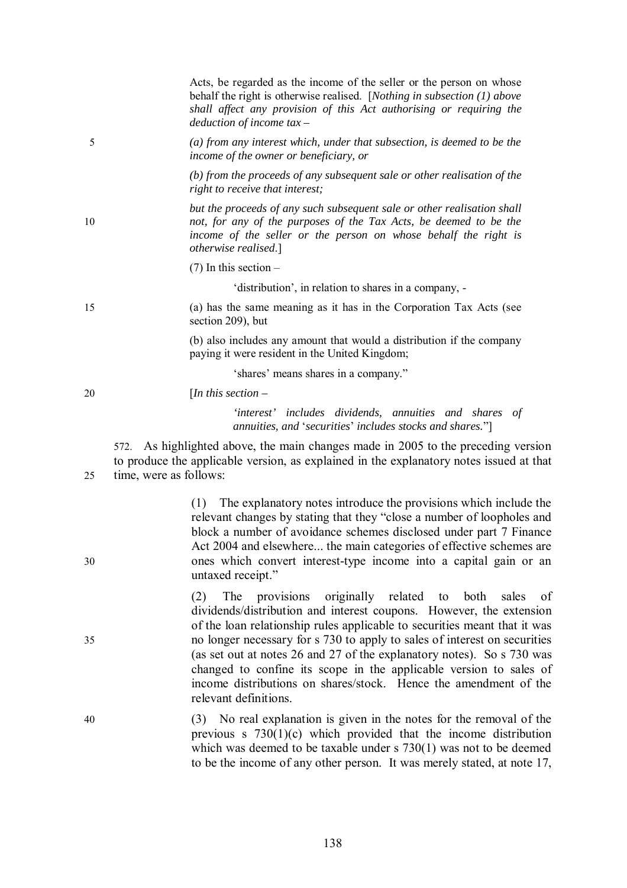Acts, be regarded as the income of the seller or the person on whose behalf the right is otherwise realised. [*Nothing in subsection (1) above shall affect any provision of this Act authorising or requiring the deduction of income tax –*

*(a) from any interest which, under that subsection, is deemed to be the income of the owner or beneficiary, or*

*(b) from the proceeds of any subsequent sale or other realisation of the right to receive that interest;*

*but the proceeds of any such subsequent sale or other realisation shall not, for any of the purposes of the Tax Acts, be deemed to be the income of the seller or the person on whose behalf the right is otherwise realised.*]

(7) In this section –

'distribution', in relation to shares in a company, -

(a) has the same meaning as it has in the Corporation Tax Acts (see section 209), but

(b) also includes any amount that would a distribution if the company paying it were resident in the United Kingdom;

'shares' means shares in a company."

[*In this section –*

*'interest' includes dividends, annuities and shares of annuities, and 'securities' includes stocks and shares.*"]

572. As highlighted above, the main changes made in 2005 to the preceding version to produce the applicable version, as explained in the explanatory notes issued at that time, were as follows:

(1) The explanatory notes introduce the provisions which include the relevant changes by stating that they "close a number of loopholes and block a number of avoidance schemes disclosed under part 7 Finance Act 2004 and elsewhere... the main categories of effective schemes are ones which convert interest-type income into a capital gain or an untaxed receipt."

(2) The provisions originally related to both sales of dividends/distribution and interest coupons. However, the extension of the loan relationship rules applicable to securities meant that it was no longer necessary for s 730 to apply to sales of interest on securities (as set out at notes 26 and 27 of the explanatory notes). So s 730 was changed to confine its scope in the applicable version to sales of income distributions on shares/stock. Hence the amendment of the relevant definitions.

(3) No real explanation is given in the notes for the removal of the previous s 730(1)(c) which provided that the income distribution which was deemed to be taxable under s 730(1) was not to be deemed to be the income of any other person. It was merely stated, at note 17,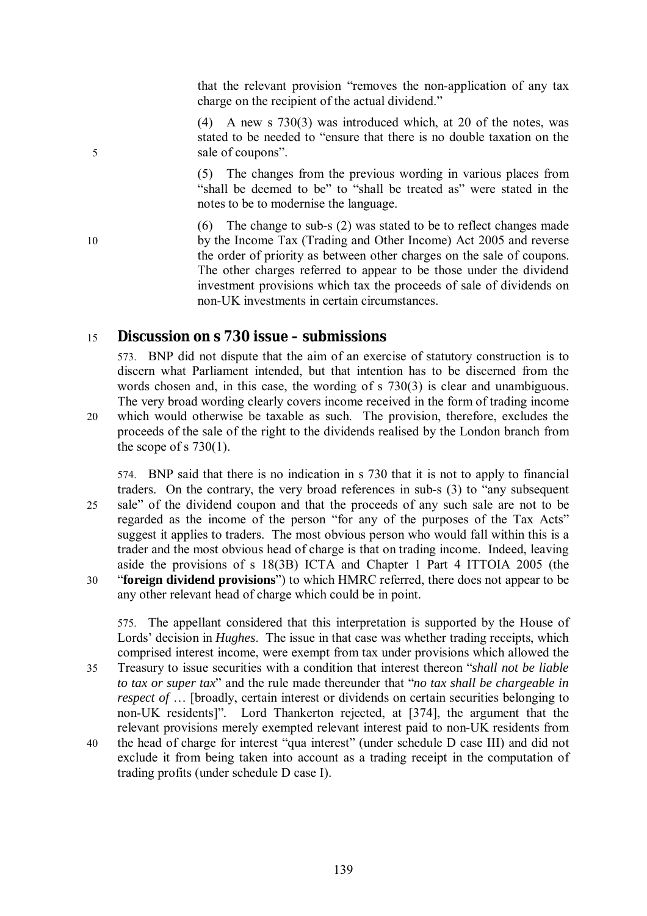that the relevant provision "removes the non-application of any tax charge on the recipient of the actual dividend."

(4) A new s 730(3) was introduced which, at 20 of the notes, was stated to be needed to "ensure that there is no double taxation on the sale of coupons".

(5) The changes from the previous wording in various places from "shall be deemed to be" to "shall be treated as" were stated in the notes to be to modernise the language.

(6) The change to sub-s (2) was stated to be to reflect changes made by the Income Tax (Trading and Other Income) Act 2005 and reverse the order of priority as between other charges on the sale of coupons. The other charges referred to appear to be those under the dividend investment provisions which tax the proceeds of sale of dividends on non-UK investments in certain circumstances.

## Discussion on s 730 issue – submissions

573. BNP did not dispute that the aim of an exercise of statutory construction is to discern what Parliament intended, but that intention has to be discerned from the words chosen and, in this case, the wording of s 730(3) is clear and unambiguous. The very broad wording clearly covers income received in the form of trading income which would otherwise be taxable as such. The provision, therefore, excludes the proceeds of the sale of the right to the dividends realised by the London branch from the scope of s 730(1).

574. BNP said that there is no indication in s 730 that it is not to apply to financial traders. On the contrary, the very broad references in sub-s (3) to "any subsequent sale" of the dividend coupon and that the proceeds of any such sale are not to be regarded as the income of the person "for any of the purposes of the Tax Acts" suggest it applies to traders. The most obvious person who would fall within this is a trader and the most obvious head of charge is that on trading income. Indeed, leaving aside the provisions of s 18(3B) ICTA and Chapter 1 Part 4 ITTOIA 2005 (the "**foreign dividend provisions**") to which HMRC referred, there does not appear to be any other relevant head of charge which could be in point.

575. The appellant considered that this interpretation is supported by the House of Lords' decision in *Hughes*. The issue in that case was whether trading receipts, which comprised interest income, were exempt from tax under provisions which allowed the Treasury to issue securities with a condition that interest thereon "*shall not be liable to tax or super tax*" and the rule made thereunder that "*no tax shall be chargeable in respect of* … [broadly, certain interest or dividends on certain securities belonging to non-UK residents]". Lord Thankerton rejected, at [374], the argument that the relevant provisions merely exempted relevant interest paid to non-UK residents from the head of charge for interest "qua interest" (under schedule D case III) and did not exclude it from being taken into account as a trading receipt in the computation of trading profits (under schedule D case I).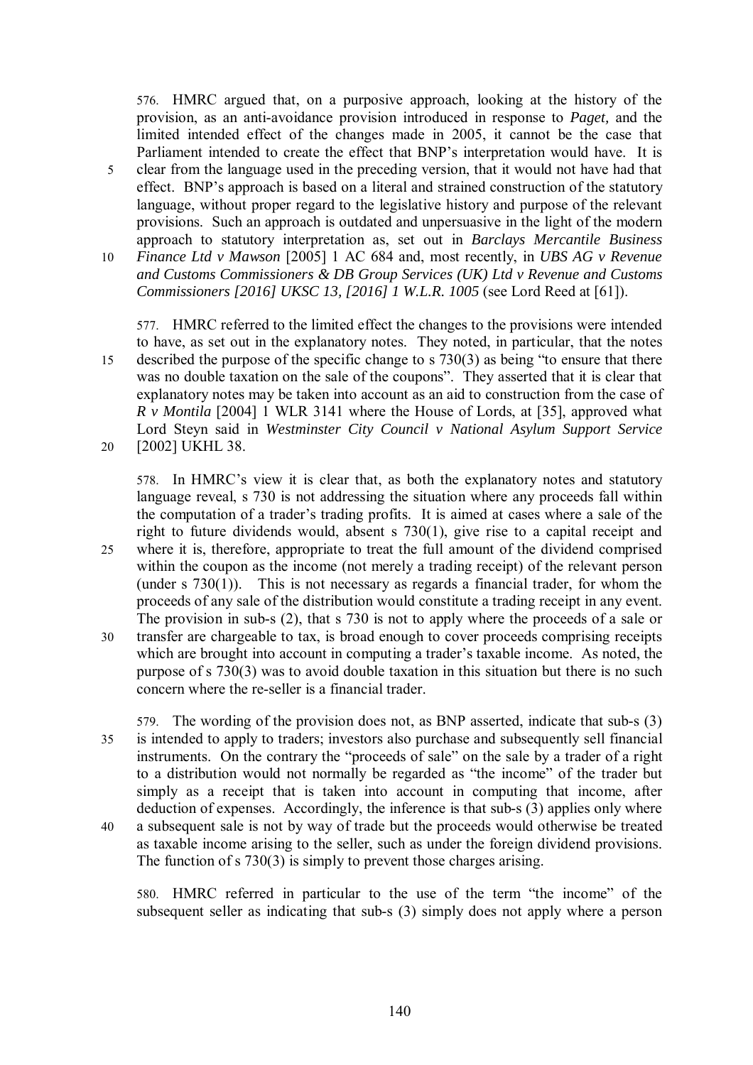576. HMRC argued that, on a purposive approach, looking at the history of the provision, as an anti-avoidance provision introduced in response to *Paget,* and the limited intended effect of the changes made in 2005, it cannot be the case that Parliament intended to create the effect that BNP's interpretation would have. It is clear from the language used in the preceding version, that it would not have had that effect. BNP's approach is based on a literal and strained construction of the statutory language, without proper regard to the legislative history and purpose of the relevant provisions. Such an approach is outdated and unpersuasive in the light of the modern approach to statutory interpretation as, set out in *Barclays Mercantile Business Finance Ltd v Mawson* [2005] 1 AC 684 and, most recently, in *UBS AG v Revenue and Customs Commissioners & DB Group Services (UK) Ltd v Revenue and Customs Commissioners [2016] UKSC 13, [2016] 1 W.L.R. 1005* (see Lord Reed at [61]).

577. HMRC referred to the limited effect the changes to the provisions were intended to have, as set out in the explanatory notes. They noted, in particular, that the notes described the purpose of the specific change to s 730(3) as being "to ensure that there was no double taxation on the sale of the coupons". They asserted that it is clear that explanatory notes may be taken into account as an aid to construction from the case of *R v Montila* [2004] 1 WLR 3141 where the House of Lords, at [35], approved what Lord Steyn said in *Westminster City Council v National Asylum Support Service* [2002] UKHL 38.

578. In HMRC's view it is clear that, as both the explanatory notes and statutory language reveal, s 730 is not addressing the situation where any proceeds fall within the computation of a trader's trading profits. It is aimed at cases where a sale of the right to future dividends would, absent s 730(1), give rise to a capital receipt and where it is, therefore, appropriate to treat the full amount of the dividend comprised within the coupon as the income (not merely a trading receipt) of the relevant person (under s 730(1)). This is not necessary as regards a financial trader, for whom the proceeds of any sale of the distribution would constitute a trading receipt in any event. The provision in sub-s (2), that s 730 is not to apply where the proceeds of a sale or transfer are chargeable to tax, is broad enough to cover proceeds comprising receipts which are brought into account in computing a trader's taxable income. As noted, the purpose of s 730(3) was to avoid double taxation in this situation but there is no such concern where the re-seller is a financial trader.

579. The wording of the provision does not, as BNP asserted, indicate that sub-s (3) is intended to apply to traders; investors also purchase and subsequently sell financial instruments. On the contrary the "proceeds of sale" on the sale by a trader of a right to a distribution would not normally be regarded as "the income" of the trader but simply as a receipt that is taken into account in computing that income, after deduction of expenses. Accordingly, the inference is that sub-s (3) applies only where a subsequent sale is not by way of trade but the proceeds would otherwise be treated as taxable income arising to the seller, such as under the foreign dividend provisions. The function of s 730(3) is simply to prevent those charges arising.

580. HMRC referred in particular to the use of the term "the income" of the subsequent seller as indicating that sub-s (3) simply does not apply where a person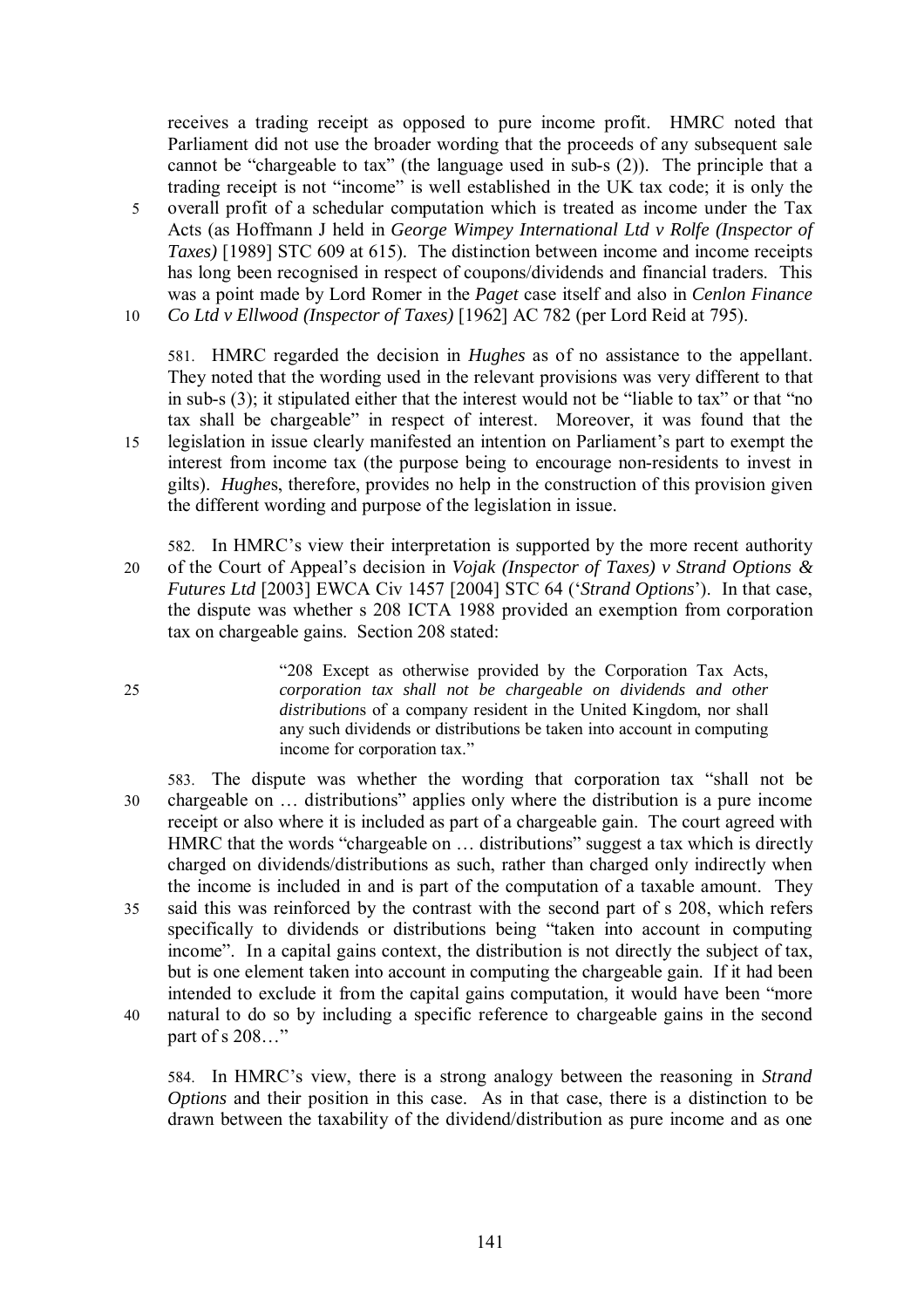receives a trading receipt as opposed to pure income profit. HMRC noted that Parliament did not use the broader wording that the proceeds of any subsequent sale cannot be "chargeable to tax" (the language used in sub-s (2)). The principle that a trading receipt is not "income" is well established in the UK tax code; it is only the overall profit of a schedular computation which is treated as income under the Tax Acts (as Hoffmann J held in *George Wimpey International Ltd v Rolfe (Inspector of Taxes)* [1989] STC 609 at 615). The distinction between income and income receipts has long been recognised in respect of coupons/dividends and financial traders. This was a point made by Lord Romer in the *Paget* case itself and also in *Cenlon Finance Co Ltd v Ellwood (Inspector of Taxes)* [1962] AC 782 (per Lord Reid at 795).

581. HMRC regarded the decision in *Hughes* as of no assistance to the appellant. They noted that the wording used in the relevant provisions was very different to that in sub-s (3); it stipulated either that the interest would not be "liable to tax" or that "no tax shall be chargeable" in respect of interest. Moreover, it was found that the legislation in issue clearly manifested an intention on Parliament's part to exempt the interest from income tax (the purpose being to encourage non-residents to invest in gilts). *Hughes*, therefore, provides no help in the construction of this provision given the different wording and purpose of the legislation in issue.

582. In HMRC's view their interpretation is supported by the more recent authority of the Court of Appeal's decision in *Vojak (Inspector of Taxes) v Strand Options & Futures Ltd* [2003] EWCA Civ 1457 [2004] STC 64 ('*Strand Options*'). In that case, the dispute was whether s 208 ICTA 1988 provided an exemption from corporation tax on chargeable gains. Section 208 stated:

> "208 Except as otherwise provided by the Corporation Tax Acts, *corporation tax shall not be chargeable on dividends and other distributions* of a company resident in the United Kingdom, nor shall any such dividends or distributions be taken into account in computing income for corporation tax."

583. The dispute was whether the wording that corporation tax "shall not be chargeable on … distributions" applies only where the distribution is a pure income receipt or also where it is included as part of a chargeable gain. The court agreed with HMRC that the words "chargeable on … distributions" suggest a tax which is directly charged on dividends/distributions as such, rather than charged only indirectly when the income is included in and is part of the computation of a taxable amount. They said this was reinforced by the contrast with the second part of s 208, which refers specifically to dividends or distributions being "taken into account in computing income". In a capital gains context, the distribution is not directly the subject of tax, but is one element taken into account in computing the chargeable gain. If it had been intended to exclude it from the capital gains computation, it would have been "more natural to do so by including a specific reference to chargeable gains in the second part of s 208…"

584. In HMRC's view, there is a strong analogy between the reasoning in *Strand Options* and their position in this case. As in that case, there is a distinction to be drawn between the taxability of the dividend/distribution as pure income and as one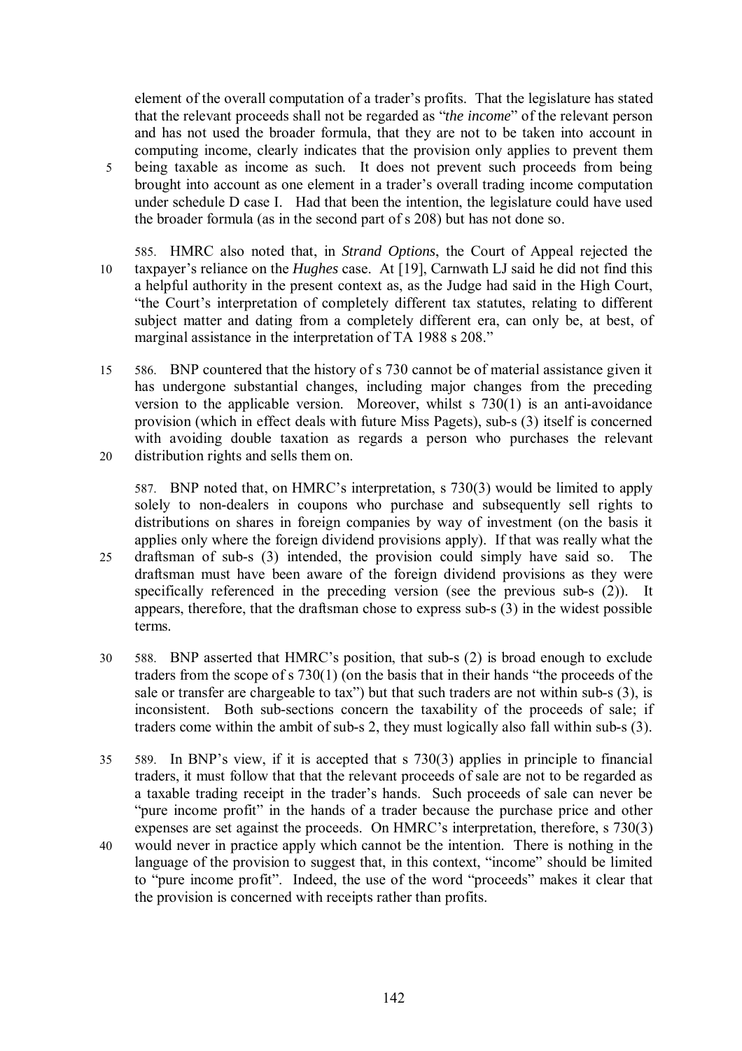element of the overall computation of a trader's profits. That the legislature has stated that the relevant proceeds shall not be regarded as "*the income*" of the relevant person and has not used the broader formula, that they are not to be taken into account in computing income, clearly indicates that the provision only applies to prevent them being taxable as income as such. It does not prevent such proceeds from being brought into account as one element in a trader's overall trading income computation under schedule D case I. Had that been the intention, the legislature could have used the broader formula (as in the second part of s 208) but has not done so.

585. HMRC also noted that, in *Strand Options*, the Court of Appeal rejected the taxpayer's reliance on the *Hughes* case. At [19], Carnwath LJ said he did not find this a helpful authority in the present context as, as the Judge had said in the High Court, "the Court's interpretation of completely different tax statutes, relating to different subject matter and dating from a completely different era, can only be, at best, of marginal assistance in the interpretation of TA 1988 s 208."

586. BNP countered that the history of s 730 cannot be of material assistance given it has undergone substantial changes, including major changes from the preceding version to the applicable version. Moreover, whilst s 730(1) is an anti-avoidance provision (which in effect deals with future Miss Pagets), sub-s (3) itself is concerned with avoiding double taxation as regards a person who purchases the relevant distribution rights and sells them on.

587. BNP noted that, on HMRC's interpretation, s 730(3) would be limited to apply solely to non-dealers in coupons who purchase and subsequently sell rights to distributions on shares in foreign companies by way of investment (on the basis it applies only where the foreign dividend provisions apply). If that was really what the draftsman of sub-s (3) intended, the provision could simply have said so. The draftsman must have been aware of the foreign dividend provisions as they were specifically referenced in the preceding version (see the previous sub-s (2)). It appears, therefore, that the draftsman chose to express sub-s (3) in the widest possible terms.

588. BNP asserted that HMRC's position, that sub-s (2) is broad enough to exclude traders from the scope of s 730(1) (on the basis that in their hands "the proceeds of the sale or transfer are chargeable to tax") but that such traders are not within sub-s (3), is inconsistent. Both sub-sections concern the taxability of the proceeds of sale; if traders come within the ambit of sub-s 2, they must logically also fall within sub-s (3).

589. In BNP's view, if it is accepted that s 730(3) applies in principle to financial traders, it must follow that that the relevant proceeds of sale are not to be regarded as a taxable trading receipt in the trader's hands. Such proceeds of sale can never be "pure income profit" in the hands of a trader because the purchase price and other expenses are set against the proceeds. On HMRC's interpretation, therefore, s 730(3) would never in practice apply which cannot be the intention. There is nothing in the language of the provision to suggest that, in this context, "income" should be limited to "pure income profit". Indeed, the use of the word "proceeds" makes it clear that the provision is concerned with receipts rather than profits.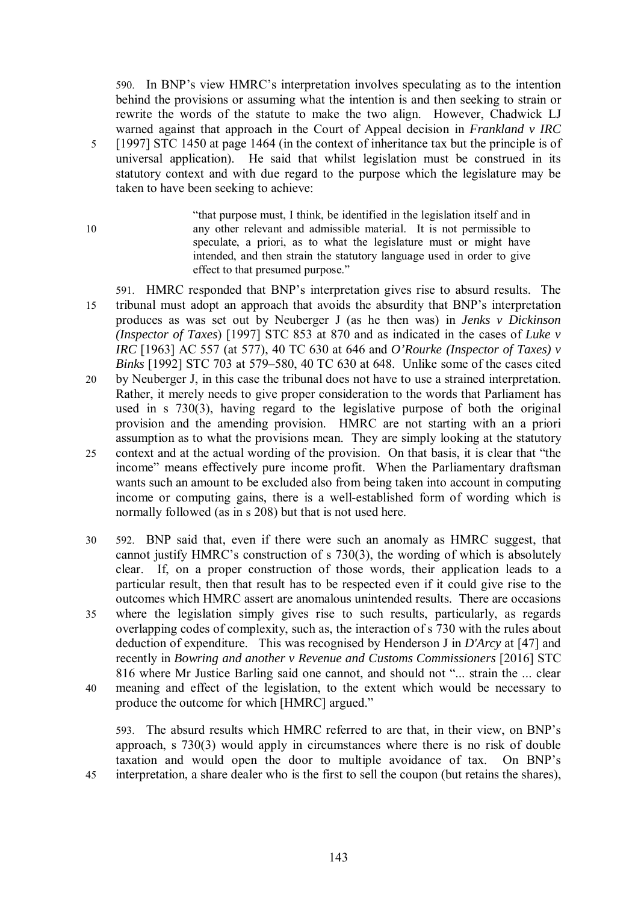590. In BNP's view HMRC's interpretation involves speculating as to the intention behind the provisions or assuming what the intention is and then seeking to strain or rewrite the words of the statute to make the two align. However, Chadwick LJ warned against that approach in the Court of Appeal decision in *Frankland v IRC* [1997] STC 1450 at page 1464 (in the context of inheritance tax but the principle is of universal application). He said that whilst legislation must be construed in its statutory context and with due regard to the purpose which the legislature may be taken to have been seeking to achieve:

> "that purpose must, I think, be identified in the legislation itself and in any other relevant and admissible material. It is not permissible to speculate, a priori, as to what the legislature must or might have intended, and then strain the statutory language used in order to give effect to that presumed purpose."

591. HMRC responded that BNP's interpretation gives rise to absurd results. The tribunal must adopt an approach that avoids the absurdity that BNP's interpretation produces as was set out by Neuberger J (as he then was) in *Jenks v Dickinson (Inspector of Taxes*) [1997] STC 853 at 870 and as indicated in the cases of *Luke v IRC* [1963] AC 557 (at 577), 40 TC 630 at 646 and *O'Rourke (Inspector of Taxes) v Binks* [1992] STC 703 at 579–580, 40 TC 630 at 648. Unlike some of the cases cited by Neuberger J, in this case the tribunal does not have to use a strained interpretation. Rather, it merely needs to give proper consideration to the words that Parliament has used in s 730(3), having regard to the legislative purpose of both the original provision and the amending provision. HMRC are not starting with an a priori assumption as to what the provisions mean. They are simply looking at the statutory context and at the actual wording of the provision. On that basis, it is clear that "the income" means effectively pure income profit. When the Parliamentary draftsman wants such an amount to be excluded also from being taken into account in computing income or computing gains, there is a well-established form of wording which is normally followed (as in s 208) but that is not used here.

592. BNP said that, even if there were such an anomaly as HMRC suggest, that cannot justify HMRC's construction of s 730(3), the wording of which is absolutely clear. If, on a proper construction of those words, their application leads to a particular result, then that result has to be respected even if it could give rise to the outcomes which HMRC assert are anomalous unintended results. There are occasions where the legislation simply gives rise to such results, particularly, as regards overlapping codes of complexity, such as, the interaction of s 730 with the rules about deduction of expenditure. This was recognised by Henderson J in *D'Arcy* at [47] and recently in *Bowring and another v Revenue and Customs Commissioners* [2016] STC 816 where Mr Justice Barling said one cannot, and should not "... strain the ... clear meaning and effect of the legislation, to the extent which would be necessary to produce the outcome for which [HMRC] argued."

593. The absurd results which HMRC referred to are that, in their view, on BNP's approach, s 730(3) would apply in circumstances where there is no risk of double taxation and would open the door to multiple avoidance of tax. On BNP's interpretation, a share dealer who is the first to sell the coupon (but retains the shares),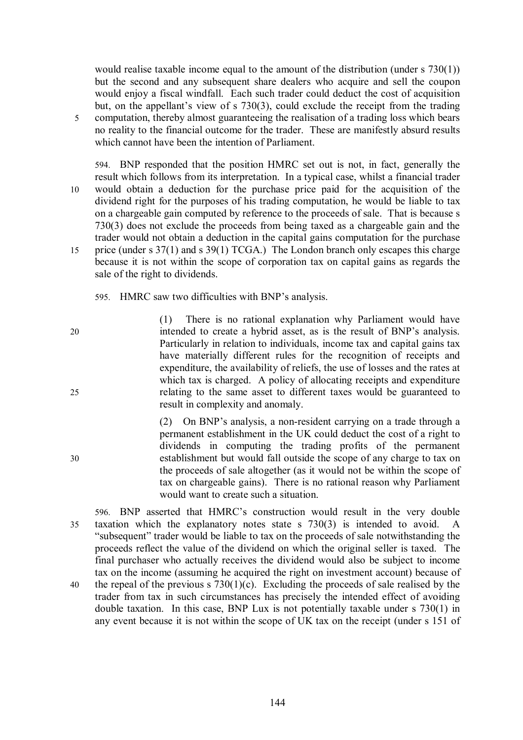would realise taxable income equal to the amount of the distribution (under s 730(1)) but the second and any subsequent share dealers who acquire and sell the coupon would enjoy a fiscal windfall. Each such trader could deduct the cost of acquisition but, on the appellant's view of s 730(3), could exclude the receipt from the trading computation, thereby almost guaranteeing the realisation of a trading loss which bears no reality to the financial outcome for the trader. These are manifestly absurd results which cannot have been the intention of Parliament.

594. BNP responded that the position HMRC set out is not, in fact, generally the result which follows from its interpretation. In a typical case, whilst a financial trader would obtain a deduction for the purchase price paid for the acquisition of the dividend right for the purposes of his trading computation, he would be liable to tax on a chargeable gain computed by reference to the proceeds of sale. That is because s 730(3) does not exclude the proceeds from being taxed as a chargeable gain and the trader would not obtain a deduction in the capital gains computation for the purchase price (under s 37(1) and s 39(1) TCGA.) The London branch only escapes this charge because it is not within the scope of corporation tax on capital gains as regards the sale of the right to dividends.

595. HMRC saw two difficulties with BNP's analysis.

> (1) There is no rational explanation why Parliament would have intended to create a hybrid asset, as is the result of BNP's analysis. Particularly in relation to individuals, income tax and capital gains tax have materially different rules for the recognition of receipts and expenditure, the availability of reliefs, the use of losses and the rates at which tax is charged. A policy of allocating receipts and expenditure relating to the same asset to different taxes would be guaranteed to result in complexity and anomaly.
>
> (2) On BNP's analysis, a non-resident carrying on a trade through a permanent establishment in the UK could deduct the cost of a right to dividends in computing the trading profits of the permanent establishment but would fall outside the scope of any charge to tax on the proceeds of sale altogether (as it would not be within the scope of tax on chargeable gains). There is no rational reason why Parliament would want to create such a situation.

596. BNP asserted that HMRC's construction would result in the very double taxation which the explanatory notes state s 730(3) is intended to avoid. A "subsequent" trader would be liable to tax on the proceeds of sale notwithstanding the proceeds reflect the value of the dividend on which the original seller is taxed. The final purchaser who actually receives the dividend would also be subject to income tax on the income (assuming he acquired the right on investment account) because of the repeal of the previous s 730(1)(c). Excluding the proceeds of sale realised by the trader from tax in such circumstances has precisely the intended effect of avoiding double taxation. In this case, BNP Lux is not potentially taxable under s 730(1) in any event because it is not within the scope of UK tax on the receipt (under s 151 of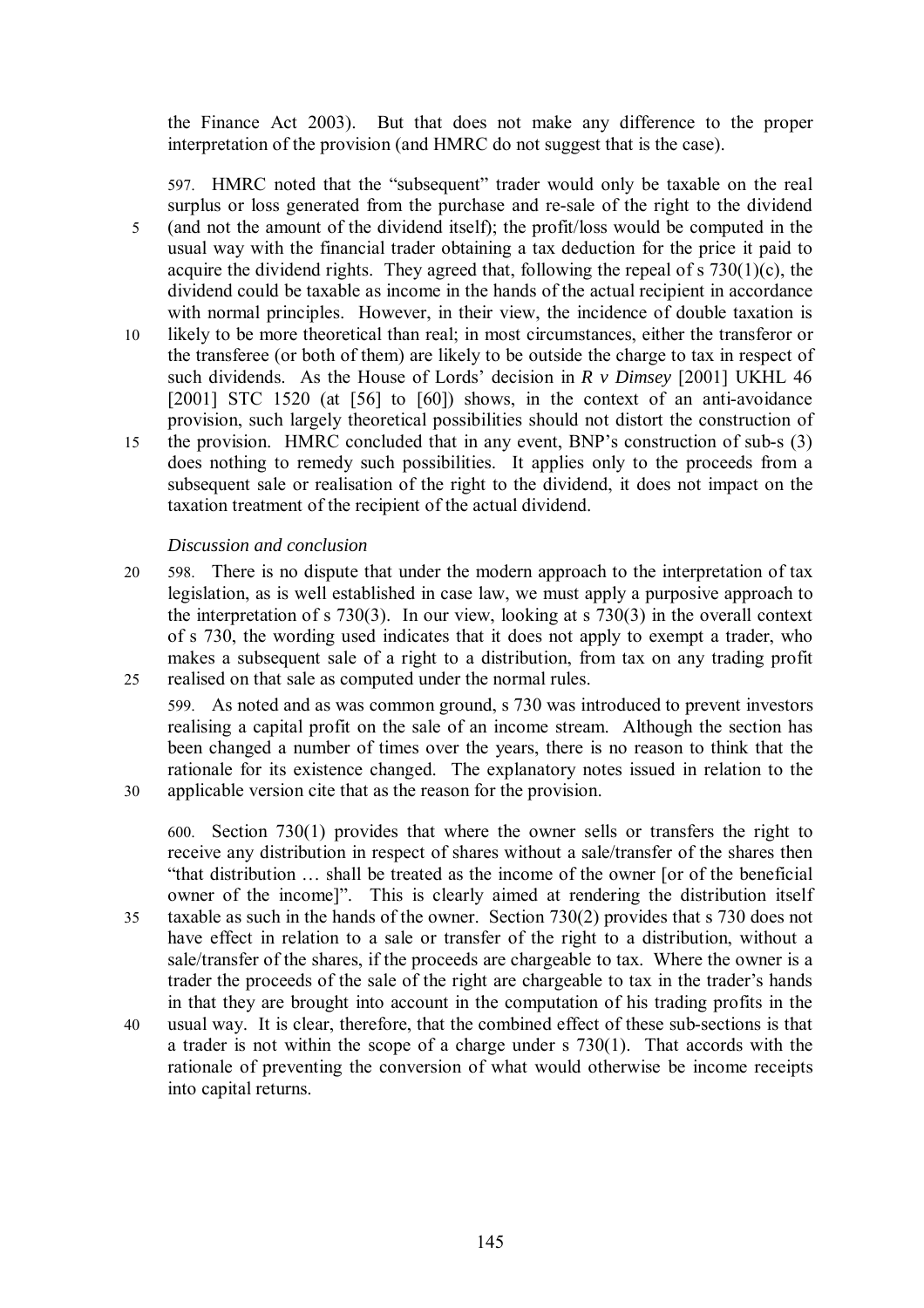the Finance Act 2003). But that does not make any difference to the proper interpretation of the provision (and HMRC do not suggest that is the case).

597. HMRC noted that the "subsequent" trader would only be taxable on the real surplus or loss generated from the purchase and re-sale of the right to the dividend (and not the amount of the dividend itself); the profit/loss would be computed in the usual way with the financial trader obtaining a tax deduction for the price it paid to acquire the dividend rights. They agreed that, following the repeal of s 730(1)(c), the dividend could be taxable as income in the hands of the actual recipient in accordance with normal principles. However, in their view, the incidence of double taxation is likely to be more theoretical than real; in most circumstances, either the transferor or the transferee (or both of them) are likely to be outside the charge to tax in respect of such dividends. As the House of Lords' decision in *R v Dimsey* [2001] UKHL 46 [2001] STC 1520 (at [56] to [60]) shows, in the context of an anti-avoidance provision, such largely theoretical possibilities should not distort the construction of the provision. HMRC concluded that in any event, BNP's construction of sub-s (3) does nothing to remedy such possibilities. It applies only to the proceeds from a subsequent sale or realisation of the right to the dividend, it does not impact on the taxation treatment of the recipient of the actual dividend.

*Discussion and conclusion*

598. There is no dispute that under the modern approach to the interpretation of tax legislation, as is well established in case law, we must apply a purposive approach to the interpretation of s 730(3). In our view, looking at s 730(3) in the overall context of s 730, the wording used indicates that it does not apply to exempt a trader, who makes a subsequent sale of a right to a distribution, from tax on any trading profit realised on that sale as computed under the normal rules.

599. As noted and as was common ground, s 730 was introduced to prevent investors realising a capital profit on the sale of an income stream. Although the section has been changed a number of times over the years, there is no reason to think that the rationale for its existence changed. The explanatory notes issued in relation to the applicable version cite that as the reason for the provision.

600. Section 730(1) provides that where the owner sells or transfers the right to receive any distribution in respect of shares without a sale/transfer of the shares then "that distribution … shall be treated as the income of the owner [or of the beneficial owner of the income]". This is clearly aimed at rendering the distribution itself taxable as such in the hands of the owner. Section 730(2) provides that s 730 does not have effect in relation to a sale or transfer of the right to a distribution, without a sale/transfer of the shares, if the proceeds are chargeable to tax. Where the owner is a trader the proceeds of the sale of the right are chargeable to tax in the trader's hands in that they are brought into account in the computation of his trading profits in the usual way. It is clear, therefore, that the combined effect of these sub-sections is that a trader is not within the scope of a charge under s 730(1). That accords with the rationale of preventing the conversion of what would otherwise be income receipts into capital returns.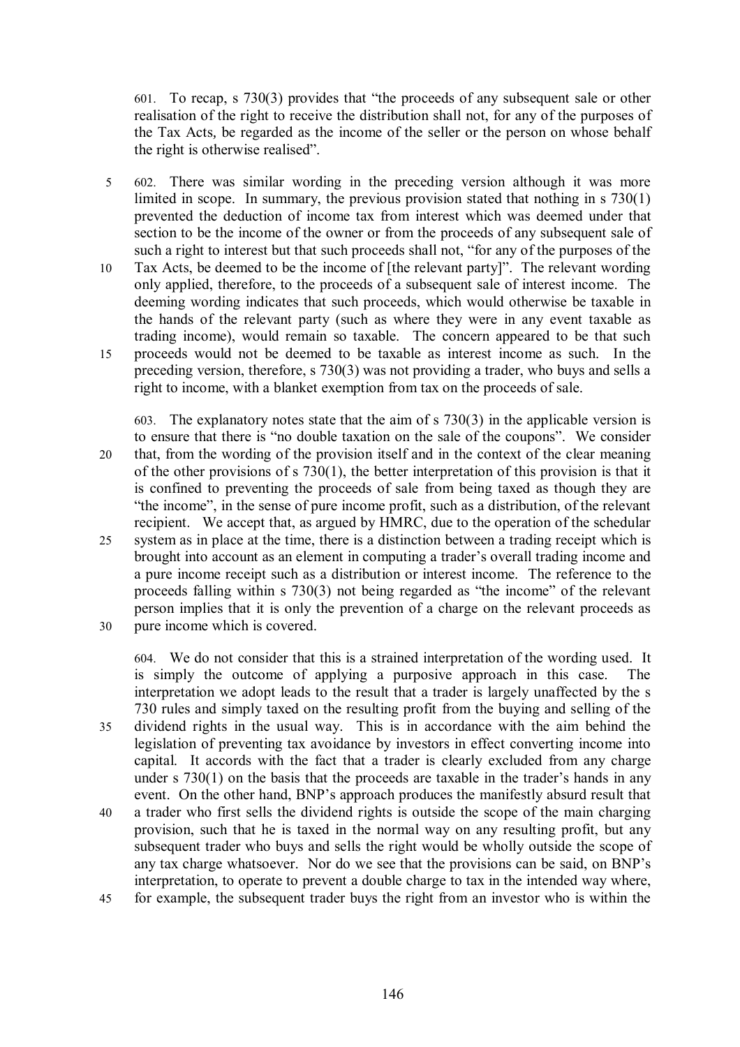601. To recap, s 730(3) provides that "the proceeds of any subsequent sale or other realisation of the right to receive the distribution shall not, for any of the purposes of the Tax Acts, be regarded as the income of the seller or the person on whose behalf the right is otherwise realised".

602. There was similar wording in the preceding version although it was more limited in scope. In summary, the previous provision stated that nothing in s 730(1) prevented the deduction of income tax from interest which was deemed under that section to be the income of the owner or from the proceeds of any subsequent sale of such a right to interest but that such proceeds shall not, "for any of the purposes of the Tax Acts, be deemed to be the income of [the relevant party]". The relevant wording only applied, therefore, to the proceeds of a subsequent sale of interest income. The deeming wording indicates that such proceeds, which would otherwise be taxable in the hands of the relevant party (such as where they were in any event taxable as trading income), would remain so taxable. The concern appeared to be that such proceeds would not be deemed to be taxable as interest income as such. In the preceding version, therefore, s 730(3) was not providing a trader, who buys and sells a right to income, with a blanket exemption from tax on the proceeds of sale.

603. The explanatory notes state that the aim of s 730(3) in the applicable version is to ensure that there is "no double taxation on the sale of the coupons". We consider that, from the wording of the provision itself and in the context of the clear meaning of the other provisions of s 730(1), the better interpretation of this provision is that it is confined to preventing the proceeds of sale from being taxed as though they are "the income", in the sense of pure income profit, such as a distribution, of the relevant recipient. We accept that, as argued by HMRC, due to the operation of the schedular system as in place at the time, there is a distinction between a trading receipt which is brought into account as an element in computing a trader's overall trading income and a pure income receipt such as a distribution or interest income. The reference to the proceeds falling within s 730(3) not being regarded as "the income" of the relevant person implies that it is only the prevention of a charge on the relevant proceeds as pure income which is covered.

604. We do not consider that this is a strained interpretation of the wording used. It is simply the outcome of applying a purposive approach in this case. The interpretation we adopt leads to the result that a trader is largely unaffected by the s 730 rules and simply taxed on the resulting profit from the buying and selling of the dividend rights in the usual way. This is in accordance with the aim behind the legislation of preventing tax avoidance by investors in effect converting income into capital. It accords with the fact that a trader is clearly excluded from any charge under s 730(1) on the basis that the proceeds are taxable in the trader's hands in any event. On the other hand, BNP's approach produces the manifestly absurd result that a trader who first sells the dividend rights is outside the scope of the main charging provision, such that he is taxed in the normal way on any resulting profit, but any subsequent trader who buys and sells the right would be wholly outside the scope of any tax charge whatsoever. Nor do we see that the provisions can be said, on BNP's interpretation, to operate to prevent a double charge to tax in the intended way where, for example, the subsequent trader buys the right from an investor who is within the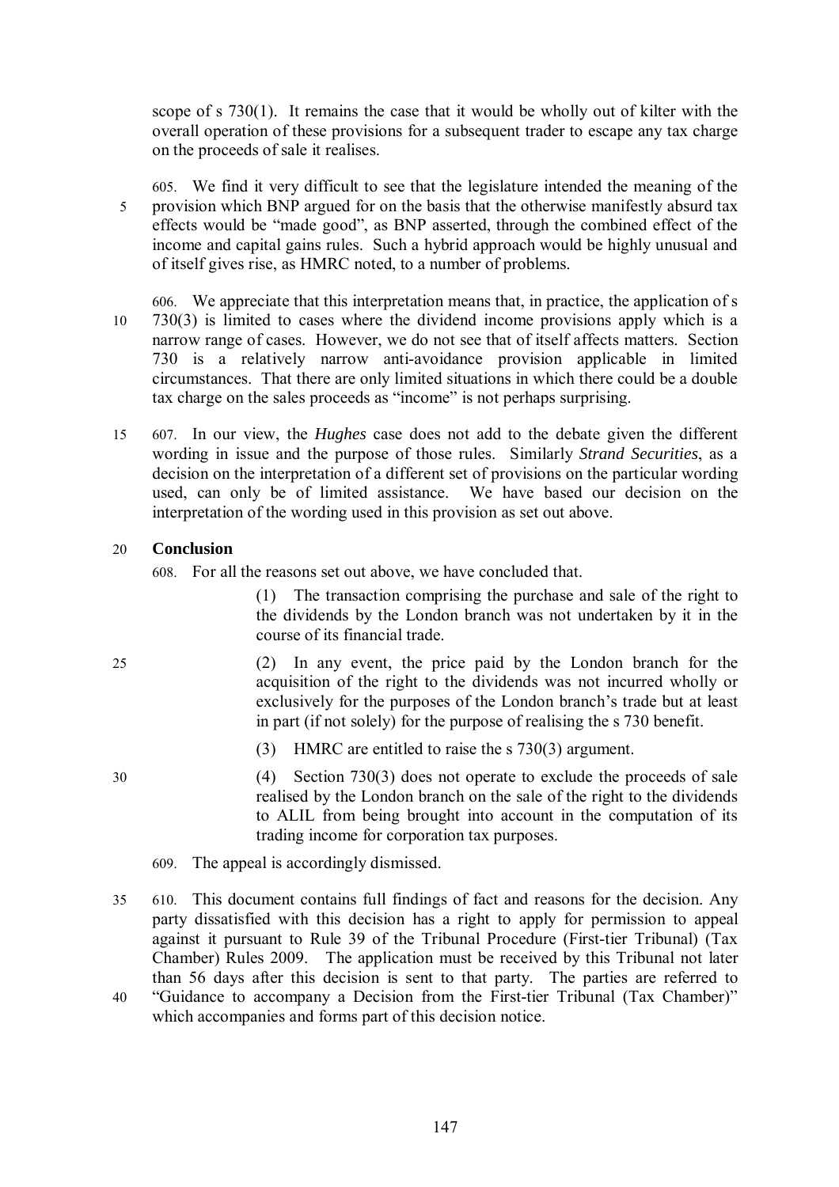scope of s 730(1). It remains the case that it would be wholly out of kilter with the overall operation of these provisions for a subsequent trader to escape any tax charge on the proceeds of sale it realises.

605. We find it very difficult to see that the legislature intended the meaning of the provision which BNP argued for on the basis that the otherwise manifestly absurd tax effects would be "made good", as BNP asserted, through the combined effect of the income and capital gains rules. Such a hybrid approach would be highly unusual and of itself gives rise, as HMRC noted, to a number of problems.

606. We appreciate that this interpretation means that, in practice, the application of s 730(3) is limited to cases where the dividend income provisions apply which is a narrow range of cases. However, we do not see that of itself affects matters. Section 730 is a relatively narrow anti-avoidance provision applicable in limited circumstances. That there are only limited situations in which there could be a double tax charge on the sales proceeds as "income" is not perhaps surprising.

607. In our view, the *Hughes* case does not add to the debate given the different wording in issue and the purpose of those rules. Similarly *Strand Securities*, as a decision on the interpretation of a different set of provisions on the particular wording used, can only be of limited assistance. We have based our decision on the interpretation of the wording used in this provision as set out above.

## Conclusion

608. For all the reasons set out above, we have concluded that.

> (1) The transaction comprising the purchase and sale of the right to the dividends by the London branch was not undertaken by it in the course of its financial trade.
>
> (2) In any event, the price paid by the London branch for the acquisition of the right to the dividends was not incurred wholly or exclusively for the purposes of the London branch's trade but at least in part (if not solely) for the purpose of realising the s 730 benefit.
>
> (3) HMRC are entitled to raise the s 730(3) argument.
>
> (4) Section 730(3) does not operate to exclude the proceeds of sale realised by the London branch on the sale of the right to the dividends to ALIL from being brought into account in the computation of its trading income for corporation tax purposes.

609. The appeal is accordingly dismissed.

610. This document contains full findings of fact and reasons for the decision. Any party dissatisfied with this decision has a right to apply for permission to appeal against it pursuant to Rule 39 of the Tribunal Procedure (First-tier Tribunal) (Tax Chamber) Rules 2009. The application must be received by this Tribunal not later than 56 days after this decision is sent to that party. The parties are referred to "Guidance to accompany a Decision from the First-tier Tribunal (Tax Chamber)" which accompanies and forms part of this decision notice.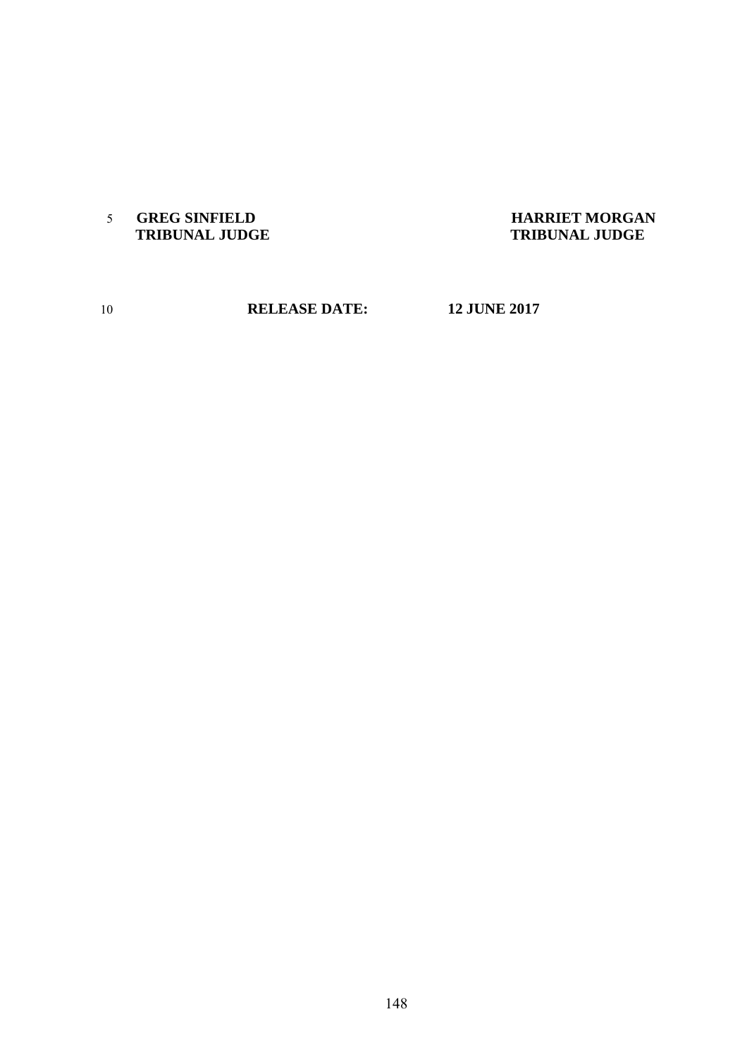**GREG SINFIELD**
**TRIBUNAL JUDGE**

**HARRIET MORGAN**
**TRIBUNAL JUDGE**

**RELEASE DATE: 12 JUNE 2017**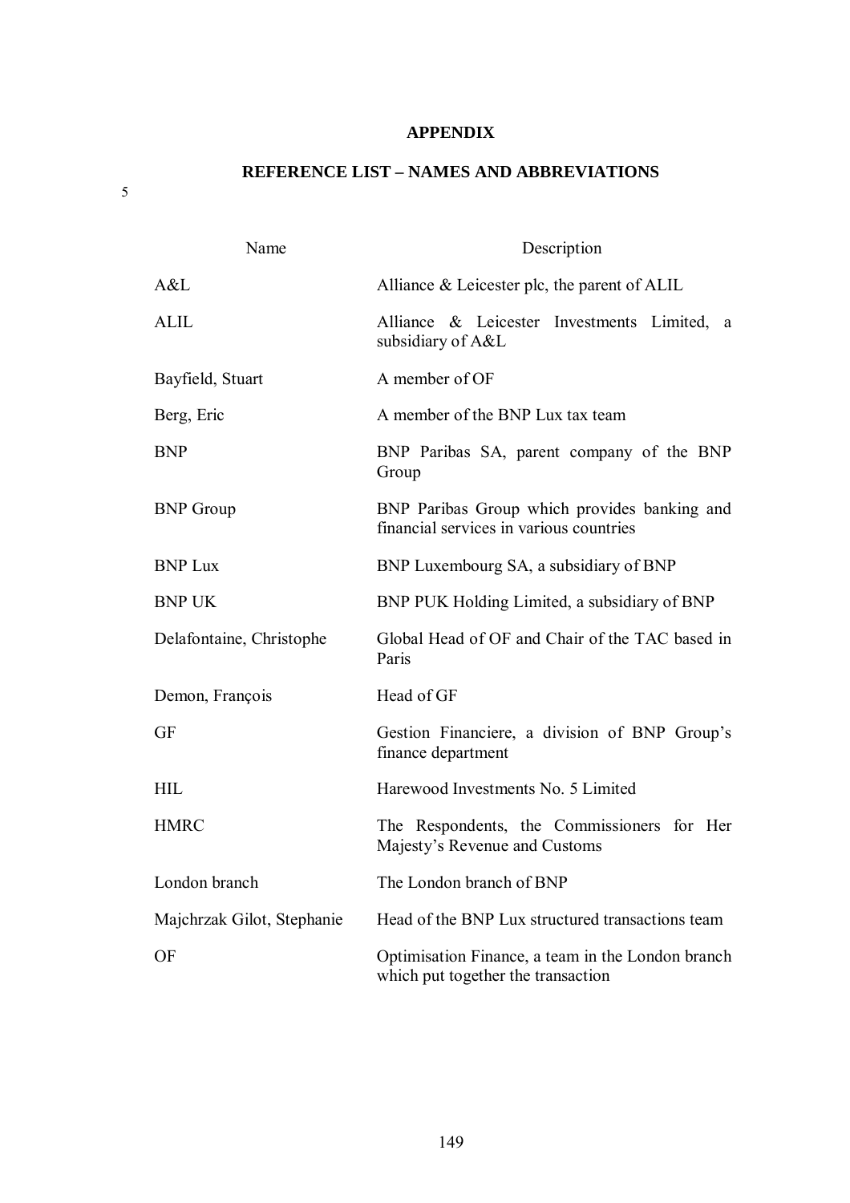**APPENDIX**

**REFERENCE LIST – NAMES AND ABBREVIATIONS**

| Name | Description |
|---|---|
| A&L | Alliance & Leicester plc, the parent of ALIL |
| ALIL | Alliance & Leicester Investments Limited, a subsidiary of A&L |
| Bayfield, Stuart | A member of OF |
| Berg, Eric | A member of the BNP Lux tax team |
| BNP | BNP Paribas SA, parent company of the BNP Group |
| BNP Group | BNP Paribas Group which provides banking and financial services in various countries |
| BNP Lux | BNP Luxembourg SA, a subsidiary of BNP |
| BNP UK | BNP PUK Holding Limited, a subsidiary of BNP |
| Delafontaine, Christophe | Global Head of OF and Chair of the TAC based in Paris |
| Demon, François | Head of GF |
| GF | Gestion Financiere, a division of BNP Group's finance department |
| HIL | Harewood Investments No. 5 Limited |
| HMRC | The Respondents, the Commissioners for Her Majesty's Revenue and Customs |
| London branch | The London branch of BNP |
| Majchrzak Gilot, Stephanie | Head of the BNP Lux structured transactions team |
| OF | Optimisation Finance, a team in the London branch which put together the transaction |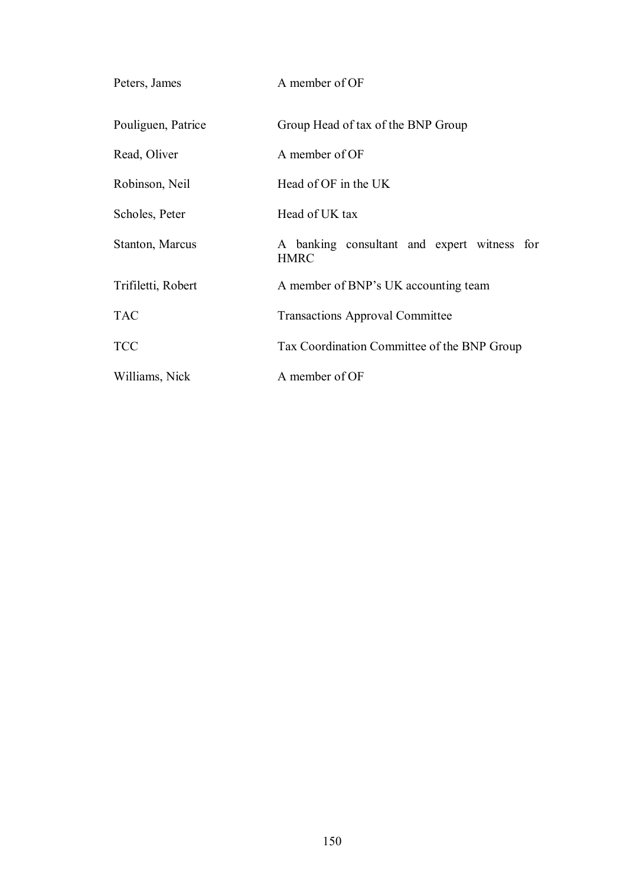| | |
|---|---|
| Peters, James | A member of OF |
| Pouliguen, Patrice | Group Head of tax of the BNP Group |
| Read, Oliver | A member of OF |
| Robinson, Neil | Head of OF in the UK |
| Scholes, Peter | Head of UK tax |
| Stanton, Marcus | A banking consultant and expert witness for HMRC |
| Trifiletti, Robert | A member of BNP's UK accounting team |
| TAC | Transactions Approval Committee |
| TCC | Tax Coordination Committee of the BNP Group |
| Williams, Nick | A member of OF |